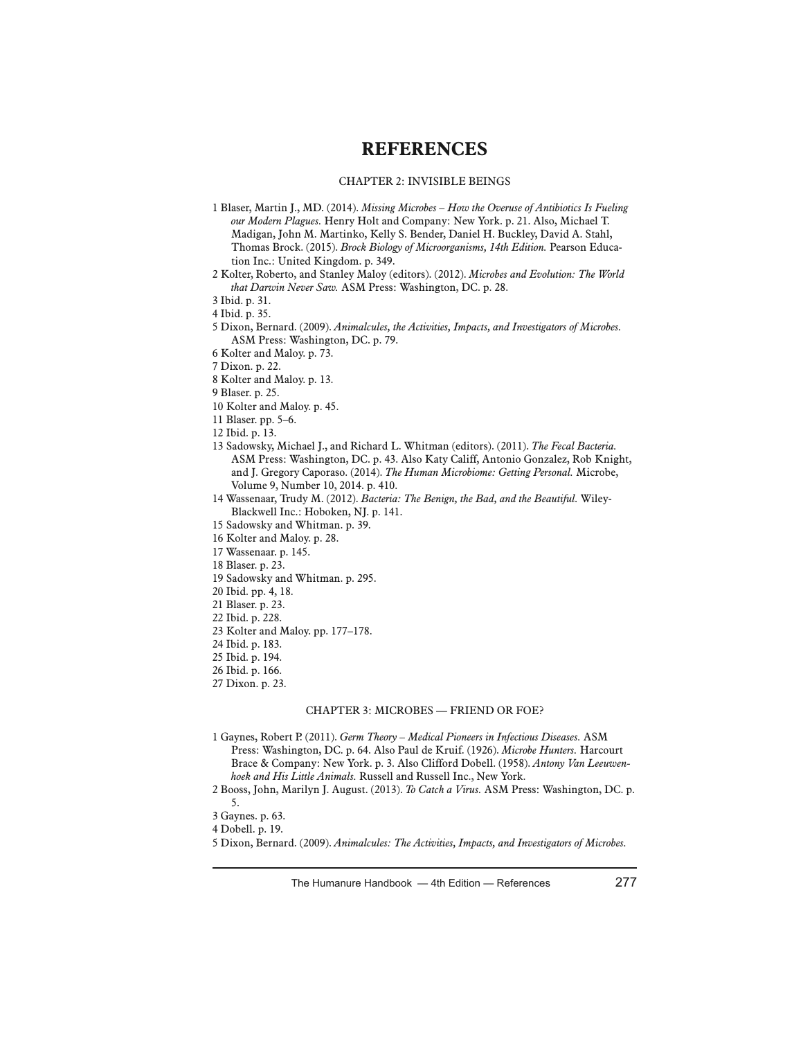# REFERENCES

## CHAPTER 2: INVISIBLE BEINGS

1 Blaser, Martin J., MD. (2014). *Missing Microbes – How the Overuse of Antibiotics Is Fueling our Modern Plagues.* Henry Holt and Company: New York. p. 21. Also, Michael T. Madigan, John M. Martinko, Kelly S. Bender, Daniel H. Buckley, David A. Stahl, Thomas Brock. (2015). *Brock Biology of Microorganisms, 14th Edition.* Pearson Education Inc.: United Kingdom. p. 349.

2 Kolter, Roberto, and Stanley Maloy (editors). (2012). *Microbes and Evolution: The World that Darwin Never Saw.* ASM Press: Washington, DC. p. 28.

3 Ibid. p. 31.

4 Ibid. p. 35.

5 Dixon, Bernard. (2009). *Animalcules, the Activities, Impacts, and Investigators of Microbes.* ASM Press: Washington, DC. p. 79.

6 Kolter and Maloy. p. 73.

7 Dixon. p. 22.

8 Kolter and Maloy. p. 13.

9 Blaser. p. 25.

10 Kolter and Maloy. p. 45.

11 Blaser. pp. 5–6.

12 Ibid. p. 13.

13 Sadowsky, Michael J., and Richard L. Whitman (editors). (2011). *The Fecal Bacteria.* ASM Press: Washington, DC. p. 43. Also Katy Califf, Antonio Gonzalez, Rob Knight, and J. Gregory Caporaso. (2014). *The Human Microbiome: Getting Personal.* Microbe, Volume 9, Number 10, 2014. p. 410.

14 Wassenaar, Trudy M. (2012). *Bacteria: The Benign, the Bad, and the Beautiful.* Wiley-Blackwell Inc.: Hoboken, NJ. p. 141.

15 Sadowsky and Whitman. p. 39.

16 Kolter and Maloy. p. 28.

17 Wassenaar. p. 145.

18 Blaser. p. 23.

19 Sadowsky and Whitman. p. 295.

20 Ibid. pp. 4, 18.

21 Blaser. p. 23.

22 Ibid. p. 228.

23 Kolter and Maloy. pp. 177–178.

24 Ibid. p. 183.

25 Ibid. p. 194.

26 Ibid. p. 166.

27 Dixon. p. 23.

## CHAPTER 3: MICROBES — FRIEND OR FOE?

1 Gaynes, Robert P. (2011). *Germ Theory – Medical Pioneers in Infectious Diseases.* ASM Press: Washington, DC. p. 64. Also Paul de Kruif. (1926). *Microbe Hunters.* Harcourt Brace & Company: New York. p. 3. Also Clifford Dobell. (1958). *Antony Van Leeuwenhoek and His Little Animals.* Russell and Russell Inc., New York.

2 Booss, John, Marilyn J. August. (2013). *To Catch a Virus.* ASM Press: Washington, DC. p. 5.

3 Gaynes. p. 63.

4 Dobell. p. 19.

5 Dixon, Bernard. (2009). *Animalcules: The Activities, Impacts, and Investigators of Microbes.*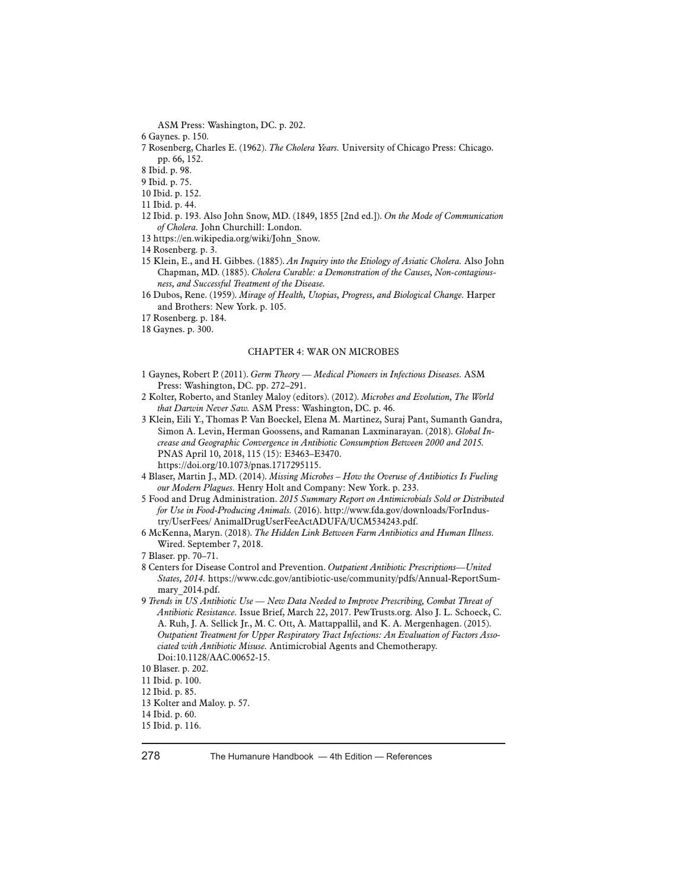ASM Press: Washington, DC. p. 202.

6 Gaynes. p. 150.

7 Rosenberg, Charles E. (1962). *The Cholera Years.* University of Chicago Press: Chicago. pp. 66, 152.

8 Ibid. p. 98.

9 Ibid. p. 75.

10 Ibid. p. 152.

11 Ibid. p. 44.

12 Ibid. p. 193. Also John Snow, MD. (1849, 1855 [2nd ed.]). *On the Mode of Communication of Cholera.* John Churchill: London.

13 https://en.wikipedia.org/wiki/John_Snow.

14 Rosenberg. p. 3.

15 Klein, E., and H. Gibbes. (1885). *An Inquiry into the Etiology of Asiatic Cholera.* Also John Chapman, MD. (1885). *Cholera Curable: a Demonstration of the Causes, Non-contagiousness, and Successful Treatment of the Disease.*

16 Dubos, Rene. (1959). *Mirage of Health, Utopias, Progress, and Biological Change.* Harper and Brothers: New York. p. 105.

17 Rosenberg. p. 184.

18 Gaynes. p. 300.

## CHAPTER 4: WAR ON MICROBES

1 Gaynes, Robert P. (2011). *Germ Theory — Medical Pioneers in Infectious Diseases.* ASM Press: Washington, DC. pp. 272–291.

2 Kolter, Roberto, and Stanley Maloy (editors). (2012). *Microbes and Evolution, The World that Darwin Never Saw.* ASM Press: Washington, DC. p. 46.

3 Klein, Eili Y., Thomas P. Van Boeckel, Elena M. Martinez, Suraj Pant, Sumanth Gandra, Simon A. Levin, Herman Goossens, and Ramanan Laxminarayan. (2018). *Global Increase and Geographic Convergence in Antibiotic Consumption Between 2000 and 2015.* PNAS April 10, 2018, 115 (15): E3463–E3470. https://doi.org/10.1073/pnas.1717295115.

4 Blaser, Martin J., MD. (2014). *Missing Microbes – How the Overuse of Antibiotics Is Fueling our Modern Plagues.* Henry Holt and Company: New York. p. 233.

5 Food and Drug Administration. *2015 Summary Report on Antimicrobials Sold or Distributed for Use in Food-Producing Animals.* (2016). http://www.fda.gov/downloads/ForIndustry/UserFees/ AnimalDrugUserFeeActADUFA/UCM534243.pdf.

6 McKenna, Maryn. (2018). *The Hidden Link Between Farm Antibiotics and Human Illness.* Wired. September 7, 2018.

7 Blaser. pp. 70–71.

8 Centers for Disease Control and Prevention. *Outpatient Antibiotic Prescriptions—United States, 2014.* https://www.cdc.gov/antibiotic-use/community/pdfs/Annual-ReportSummary_2014.pdf.

9 *Trends in US Antibiotic Use — New Data Needed to Improve Prescribing, Combat Threat of Antibiotic Resistance.* Issue Brief, March 22, 2017. PewTrusts.org. Also J. L. Schoeck, C. A. Ruh, J. A. Sellick Jr., M. C. Ott, A. Mattappallil, and K. A. Mergenhagen. (2015). *Outpatient Treatment for Upper Respiratory Tract Infections: An Evaluation of Factors Associated with Antibiotic Misuse.* Antimicrobial Agents and Chemotherapy. Doi:10.1128/AAC.00652-15.

10 Blaser. p. 202.

11 Ibid. p. 100.

12 Ibid. p. 85.

13 Kolter and Maloy. p. 57.

14 Ibid. p. 60.

15 Ibid. p. 116.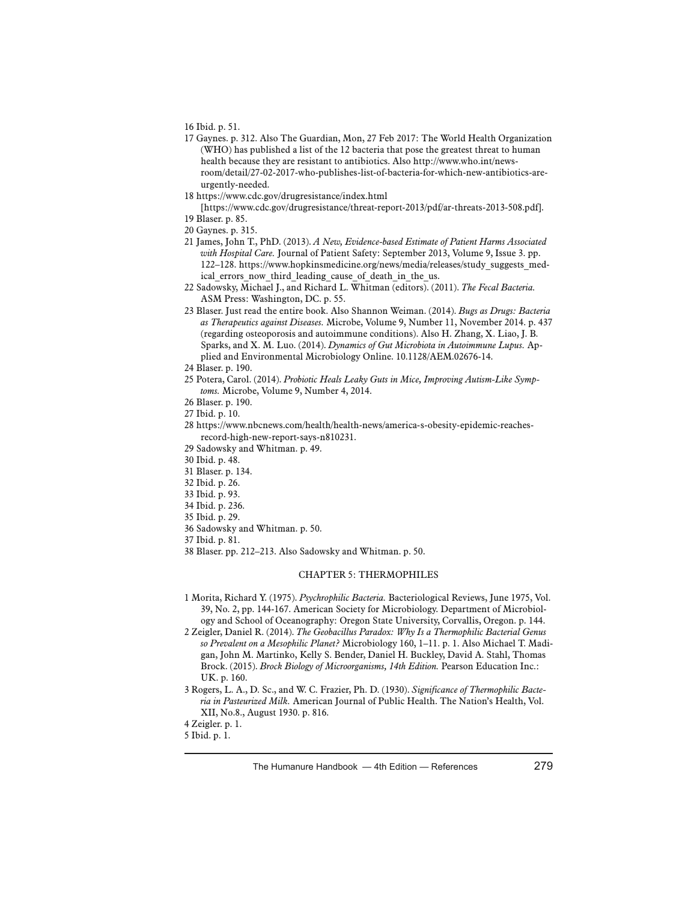16 Ibid. p. 51.

17 Gaynes. p. 312. Also The Guardian, Mon, 27 Feb 2017: The World Health Organization (WHO) has published a list of the 12 bacteria that pose the greatest threat to human health because they are resistant to antibiotics. Also http://www.who.int/news-room/detail/27-02-2017-who-publishes-list-of-bacteria-for-which-new-antibiotics-are-urgently-needed.

18 https://www.cdc.gov/drugresistance/index.html [https://www.cdc.gov/drugresistance/threat-report-2013/pdf/ar-threats-2013-508.pdf].

19 Blaser. p. 85.

20 Gaynes. p. 315.

21 James, John T., PhD. (2013). *A New, Evidence-based Estimate of Patient Harms Associated with Hospital Care.* Journal of Patient Safety: September 2013, Volume 9, Issue 3. pp. 122–128. https://www.hopkinsmedicine.org/news/media/releases/study_suggests_medical_errors_now_third_leading_cause_of_death_in_the_us.

22 Sadowsky, Michael J., and Richard L. Whitman (editors). (2011). *The Fecal Bacteria.* ASM Press: Washington, DC. p. 55.

23 Blaser. Just read the entire book. Also Shannon Weiman. (2014). *Bugs as Drugs: Bacteria as Therapeutics against Diseases.* Microbe, Volume 9, Number 11, November 2014. p. 437 (regarding osteoporosis and autoimmune conditions). Also H. Zhang, X. Liao, J. B. Sparks, and X. M. Luo. (2014). *Dynamics of Gut Microbiota in Autoimmune Lupus.* Applied and Environmental Microbiology Online. 10.1128/AEM.02676-14.

24 Blaser. p. 190.

25 Potera, Carol. (2014). *Probiotic Heals Leaky Guts in Mice, Improving Autism-Like Symptoms.* Microbe, Volume 9, Number 4, 2014.

26 Blaser. p. 190.

27 Ibid. p. 10.

28 https://www.nbcnews.com/health/health-news/america-s-obesity-epidemic-reaches-record-high-new-report-says-n810231.

29 Sadowsky and Whitman. p. 49.

30 Ibid. p. 48.

31 Blaser. p. 134.

32 Ibid. p. 26.

33 Ibid. p. 93.

34 Ibid. p. 236.

35 Ibid. p. 29.

36 Sadowsky and Whitman. p. 50.

37 Ibid. p. 81.

38 Blaser. pp. 212–213. Also Sadowsky and Whitman. p. 50.

## CHAPTER 5: THERMOPHILES

1 Morita, Richard Y. (1975). *Psychrophilic Bacteria.* Bacteriological Reviews, June 1975, Vol. 39, No. 2, pp. 144-167. American Society for Microbiology. Department of Microbiology and School of Oceanography: Oregon State University, Corvallis, Oregon. p. 144.

2 Zeigler, Daniel R. (2014). *The Geobacillus Paradox: Why Is a Thermophilic Bacterial Genus so Prevalent on a Mesophilic Planet?* Microbiology 160, 1–11. p. 1. Also Michael T. Madigan, John M. Martinko, Kelly S. Bender, Daniel H. Buckley, David A. Stahl, Thomas Brock. (2015). *Brock Biology of Microorganisms, 14th Edition.* Pearson Education Inc.: UK. p. 160.

3 Rogers, L. A., D. Sc., and W. C. Frazier, Ph. D. (1930). *Significance of Thermophilic Bacteria in Pasteurized Milk.* American Journal of Public Health. The Nation's Health, Vol. XII, No.8., August 1930. p. 816.

4 Zeigler. p. 1.

5 Ibid. p. 1.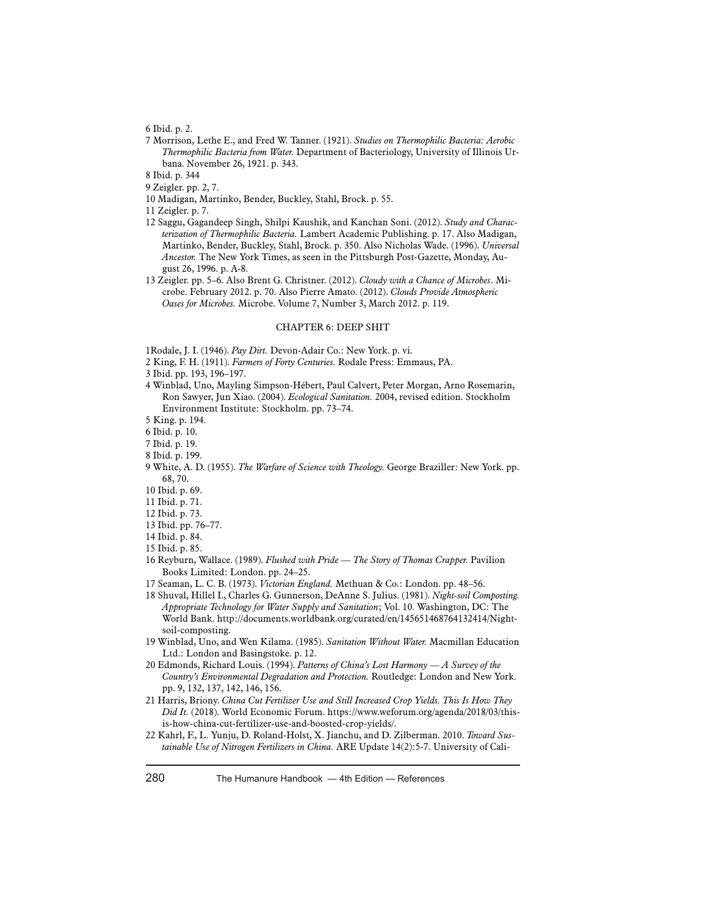6 Ibid. p. 2.

7 Morrison, Lethe E., and Fred W. Tanner. (1921). *Studies on Thermophilic Bacteria: Aerobic Thermophilic Bacteria from Water.* Department of Bacteriology, University of Illinois Urbana. November 26, 1921. p. 343.

8 Ibid. p. 344

9 Zeigler. pp. 2, 7.

10 Madigan, Martinko, Bender, Buckley, Stahl, Brock. p. 55.

11 Zeigler. p. 7.

12 Saggu, Gagandeep Singh, Shilpi Kaushik, and Kanchan Soni. (2012). *Study and Characterization of Thermophilic Bacteria.* Lambert Academic Publishing. p. 17. Also Madigan, Martinko, Bender, Buckley, Stahl, Brock. p. 350. Also Nicholas Wade. (1996). *Universal Ancestor.* The New York Times, as seen in the Pittsburgh Post-Gazette, Monday, August 26, 1996. p. A-8.

13 Zeigler. pp. 5–6. Also Brent G. Christner. (2012). *Cloudy with a Chance of Microbes*. Microbe. February 2012. p. 70. Also Pierre Amato. (2012). *Clouds Provide Atmospheric Oases for Microbes.* Microbe. Volume 7, Number 3, March 2012. p. 119.

## CHAPTER 6: DEEP SHIT

1Rodale, J. I. (1946). *Pay Dirt.* Devon-Adair Co.: New York. p. vi.

2 King, F. H. (1911). *Farmers of Forty Centuries.* Rodale Press: Emmaus, PA.

3 Ibid. pp. 193, 196–197.

4 Winblad, Uno, Mayling Simpson-Hébert, Paul Calvert, Peter Morgan, Arno Rosemarin, Ron Sawyer, Jun Xiao. (2004). *Ecological Sanitation.* 2004, revised edition. Stockholm Environment Institute: Stockholm. pp. 73–74.

5 King. p. 194.

6 Ibid. p. 10.

7 Ibid. p. 19.

8 Ibid. p. 199.

9 White, A. D. (1955). *The Warfare of Science with Theology.* George Braziller: New York. pp. 68, 70.

10 Ibid. p. 69.

11 Ibid. p. 71.

12 Ibid. p. 73.

13 Ibid. pp. 76–77.

14 Ibid. p. 84.

15 Ibid. p. 85.

16 Reyburn, Wallace. (1989). *Flushed with Pride — The Story of Thomas Crapper.* Pavilion Books Limited: London. pp. 24–25.

17 Seaman, L. C. B. (1973). *Victorian England.* Methuan & Co.: London. pp. 48–56.

18 Shuval, Hillel I., Charles G. Gunnerson, DeAnne S. Julius. (1981). *Night-soil Composting. Appropriate Technology for Water Supply and Sanitation*; Vol. 10. Washington, DC: The World Bank. http://documents.worldbank.org/curated/en/145651468764132414/Night-soil-composting.

19 Winblad, Uno, and Wen Kilama. (1985). *Sanitation Without Water.* Macmillan Education Ltd.: London and Basingstoke. p. 12.

20 Edmonds, Richard Louis. (1994). *Patterns of China's Lost Harmony — A Survey of the Country's Environmental Degradation and Protection.* Routledge: London and New York. pp. 9, 132, 137, 142, 146, 156.

21 Harris, Briony. *China Cut Fertilizer Use and Still Increased Crop Yields. This Is How They Did It.* (2018). World Economic Forum. https://www.weforum.org/agenda/2018/03/this-is-how-china-cut-fertilizer-use-and-boosted-crop-yields/.

22 Kahrl, F., L. Yunju, D. Roland-Holst, X. Jianchu, and D. Zilberman. 2010. *Toward Sustainable Use of Nitrogen Fertilizers in China.* ARE Update 14(2):5-7. University of Cali-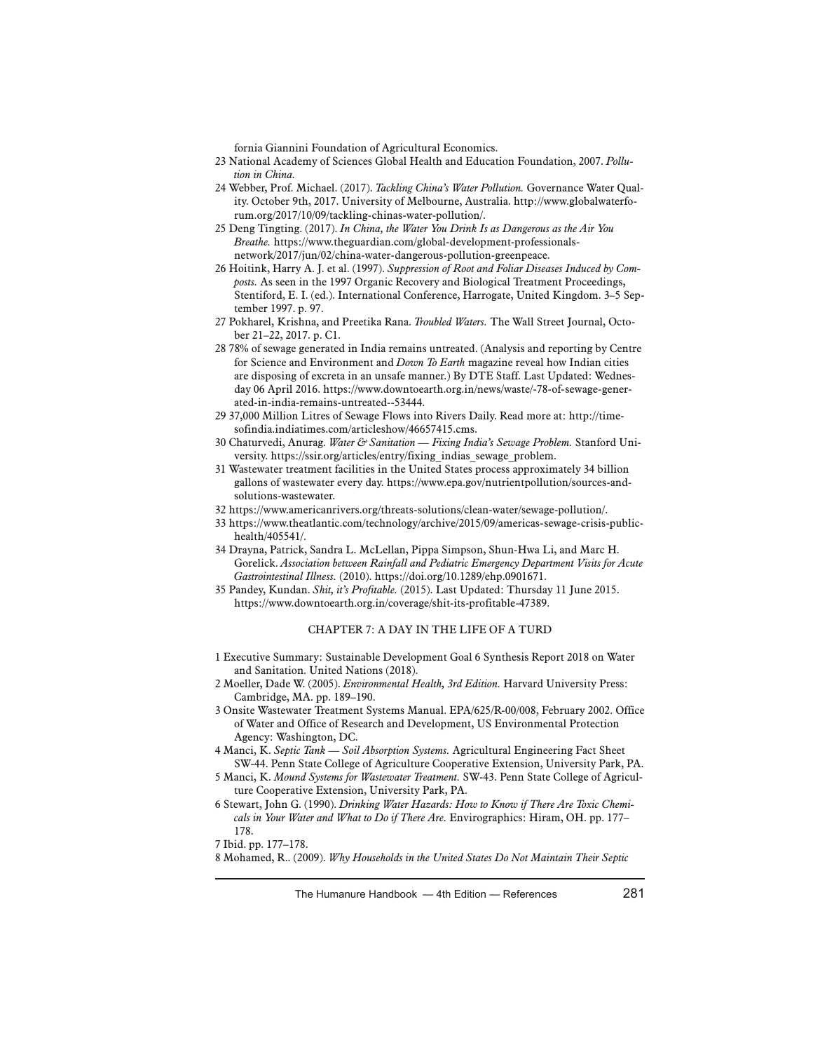fornia Giannini Foundation of Agricultural Economics.

23 National Academy of Sciences Global Health and Education Foundation, 2007. *Pollution in China*.

24 Webber, Prof. Michael. (2017). *Tackling China's Water Pollution.* Governance Water Quality. October 9th, 2017. University of Melbourne, Australia. http://www.globalwaterforum.org/2017/10/09/tackling-chinas-water-pollution/.

25 Deng Tingting. (2017). *In China, the Water You Drink Is as Dangerous as the Air You Breathe.* https://www.theguardian.com/global-development-professionals-network/2017/jun/02/china-water-dangerous-pollution-greenpeace.

26 Hoitink, Harry A. J. et al. (1997). *Suppression of Root and Foliar Diseases Induced by Composts.* As seen in the 1997 Organic Recovery and Biological Treatment Proceedings, Stentiford, E. I. (ed.). International Conference, Harrogate, United Kingdom. 3–5 September 1997. p. 97.

27 Pokharel, Krishna, and Preetika Rana. *Troubled Waters.* The Wall Street Journal, October 21–22, 2017. p. C1.

28 78% of sewage generated in India remains untreated. (Analysis and reporting by Centre for Science and Environment and *Down To Earth* magazine reveal how Indian cities are disposing of excreta in an unsafe manner.) By DTE Staff. Last Updated: Wednesday 06 April 2016. https://www.downtoearth.org.in/news/waste/-78-of-sewage-generated-in-india-remains-untreated--53444.

29 37,000 Million Litres of Sewage Flows into Rivers Daily. Read more at: http://timesofindia.indiatimes.com/articleshow/46657415.cms.

30 Chaturvedi, Anurag. *Water & Sanitation — Fixing India's Sewage Problem.* Stanford University. https://ssir.org/articles/entry/fixing_indias_sewage_problem.

31 Wastewater treatment facilities in the United States process approximately 34 billion gallons of wastewater every day. https://www.epa.gov/nutrientpollution/sources-and-solutions-wastewater.

32 https://www.americanrivers.org/threats-solutions/clean-water/sewage-pollution/.

33 https://www.theatlantic.com/technology/archive/2015/09/americas-sewage-crisis-public-health/405541/.

34 Drayna, Patrick, Sandra L. McLellan, Pippa Simpson, Shun-Hwa Li, and Marc H. Gorelick. *Association between Rainfall and Pediatric Emergency Department Visits for Acute Gastrointestinal Illness.* (2010). https://doi.org/10.1289/ehp.0901671.

35 Pandey, Kundan. *Shit, it's Profitable.* (2015). Last Updated: Thursday 11 June 2015. https://www.downtoearth.org.in/coverage/shit-its-profitable-47389.

## CHAPTER 7: A DAY IN THE LIFE OF A TURD

1 Executive Summary: Sustainable Development Goal 6 Synthesis Report 2018 on Water and Sanitation. United Nations (2018).

2 Moeller, Dade W. (2005). *Environmental Health, 3rd Edition.* Harvard University Press: Cambridge, MA. pp. 189–190.

3 Onsite Wastewater Treatment Systems Manual. EPA/625/R-00/008, February 2002. Office of Water and Office of Research and Development, US Environmental Protection Agency: Washington, DC.

4 Manci, K. *Septic Tank — Soil Absorption Systems.* Agricultural Engineering Fact Sheet SW-44. Penn State College of Agriculture Cooperative Extension, University Park, PA.

5 Manci, K. *Mound Systems for Wastewater Treatment.* SW-43. Penn State College of Agriculture Cooperative Extension, University Park, PA.

6 Stewart, John G. (1990). *Drinking Water Hazards: How to Know if There Are Toxic Chemicals in Your Water and What to Do if There Are.* Envirographics: Hiram, OH. pp. 177–178.

7 Ibid. pp. 177–178.

8 Mohamed, R.. (2009). *Why Households in the United States Do Not Maintain Their Septic*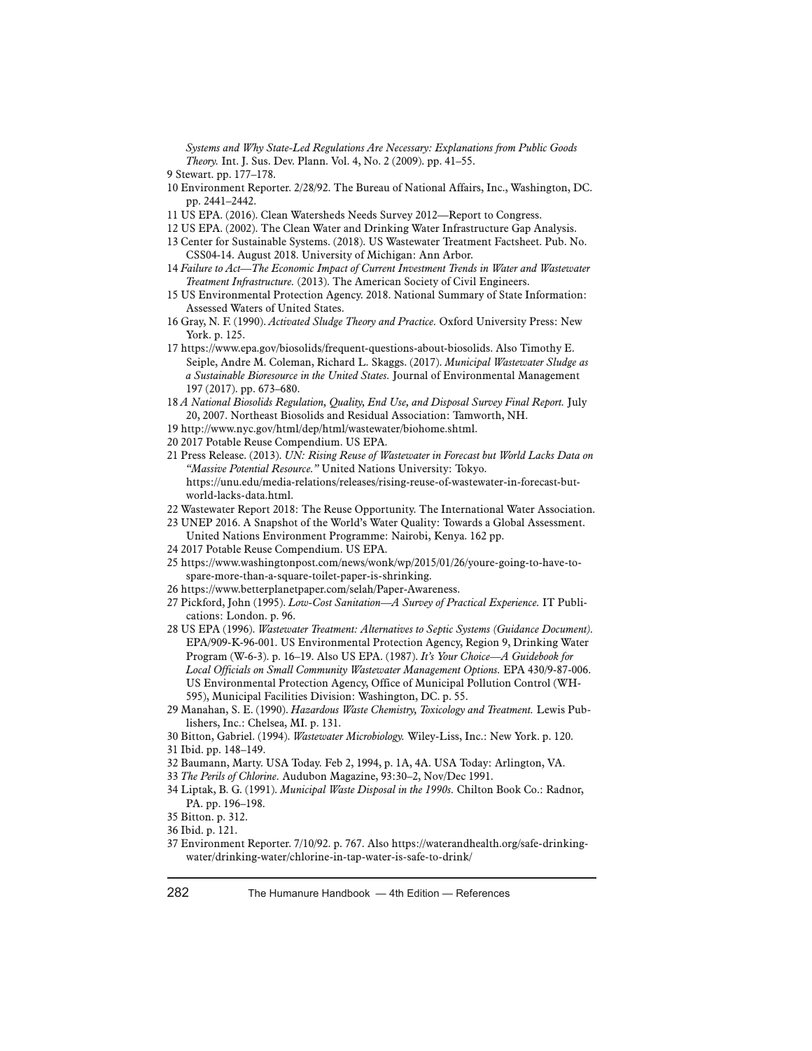*Systems and Why State-Led Regulations Are Necessary: Explanations from Public Goods Theory.* Int. J. Sus. Dev. Plann. Vol. 4, No. 2 (2009). pp. 41–55.

9 Stewart. pp. 177–178.

10 Environment Reporter. 2/28/92. The Bureau of National Affairs, Inc., Washington, DC. pp. 2441–2442.

11 US EPA. (2016). Clean Watersheds Needs Survey 2012—Report to Congress.

12 US EPA. (2002). The Clean Water and Drinking Water Infrastructure Gap Analysis.

13 Center for Sustainable Systems. (2018). US Wastewater Treatment Factsheet. Pub. No. CSS04-14. August 2018. University of Michigan: Ann Arbor.

14 *Failure to Act—The Economic Impact of Current Investment Trends in Water and Wastewater Treatment Infrastructure.* (2013). The American Society of Civil Engineers.

15 US Environmental Protection Agency. 2018. National Summary of State Information: Assessed Waters of United States.

16 Gray, N. F. (1990). *Activated Sludge Theory and Practice.* Oxford University Press: New York. p. 125.

17 https://www.epa.gov/biosolids/frequent-questions-about-biosolids. Also Timothy E. Seiple, Andre M. Coleman, Richard L. Skaggs. (2017). *Municipal Wastewater Sludge as a Sustainable Bioresource in the United States.* Journal of Environmental Management 197 (2017). pp. 673–680.

18 *A National Biosolids Regulation, Quality, End Use, and Disposal Survey Final Report.* July 20, 2007. Northeast Biosolids and Residual Association: Tamworth, NH.

19 http://www.nyc.gov/html/dep/html/wastewater/biohome.shtml.

20 2017 Potable Reuse Compendium. US EPA.

21 Press Release. (2013). *UN: Rising Reuse of Wastewater in Forecast but World Lacks Data on "Massive Potential Resource."* United Nations University: Tokyo. https://unu.edu/media-relations/releases/rising-reuse-of-wastewater-in-forecast-but-world-lacks-data.html.

22 Wastewater Report 2018: The Reuse Opportunity. The International Water Association.

23 UNEP 2016. A Snapshot of the World's Water Quality: Towards a Global Assessment. United Nations Environment Programme: Nairobi, Kenya. 162 pp.

24 2017 Potable Reuse Compendium. US EPA.

25 https://www.washingtonpost.com/news/wonk/wp/2015/01/26/youre-going-to-have-to-spare-more-than-a-square-toilet-paper-is-shrinking.

26 https://www.betterplanetpaper.com/selah/Paper-Awareness.

27 Pickford, John (1995). *Low-Cost Sanitation—A Survey of Practical Experience.* IT Publications: London. p. 96.

28 US EPA (1996). *Wastewater Treatment: Alternatives to Septic Systems (Guidance Document).* EPA/909-K-96-001. US Environmental Protection Agency, Region 9, Drinking Water Program (W-6-3). p. 16–19. Also US EPA. (1987). *It's Your Choice—A Guidebook for Local Officials on Small Community Wastewater Management Options.* EPA 430/9-87-006. US Environmental Protection Agency, Office of Municipal Pollution Control (WH-595), Municipal Facilities Division: Washington, DC. p. 55.

29 Manahan, S. E. (1990). *Hazardous Waste Chemistry, Toxicology and Treatment.* Lewis Publishers, Inc.: Chelsea, MI. p. 131.

30 Bitton, Gabriel. (1994). *Wastewater Microbiology.* Wiley-Liss, Inc.: New York. p. 120.

31 Ibid. pp. 148–149.

32 Baumann, Marty. USA Today. Feb 2, 1994, p. 1A, 4A. USA Today: Arlington, VA.

33 *The Perils of Chlorine.* Audubon Magazine, 93:30–2, Nov/Dec 1991.

34 Liptak, B. G. (1991). *Municipal Waste Disposal in the 1990s.* Chilton Book Co.: Radnor, PA. pp. 196–198.

35 Bitton. p. 312.

36 Ibid. p. 121.

37 Environment Reporter. 7/10/92. p. 767. Also https://waterandhealth.org/safe-drinking-water/drinking-water/chlorine-in-tap-water-is-safe-to-drink/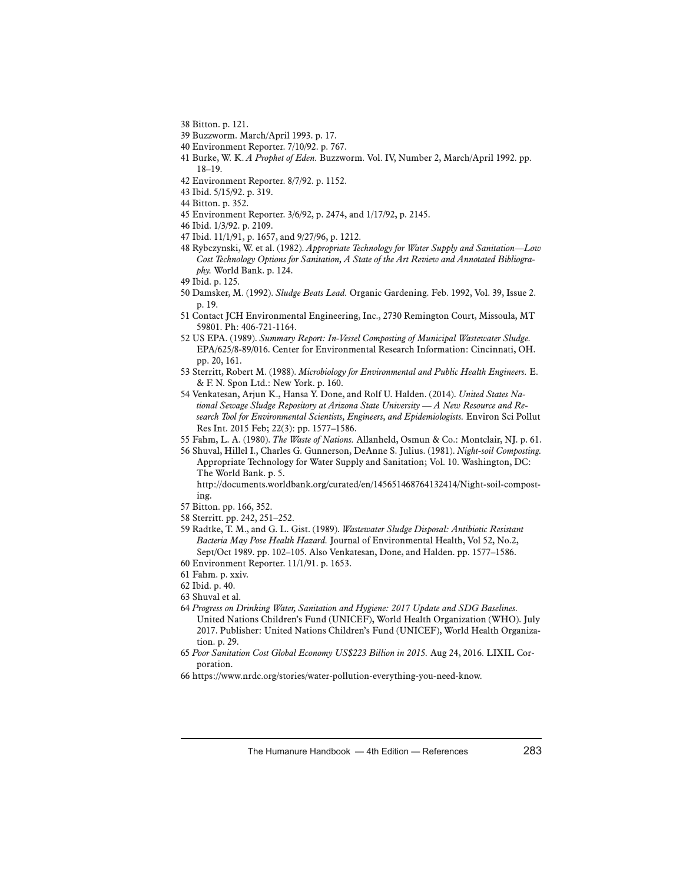38 Bitton. p. 121.

39 Buzzworm. March/April 1993. p. 17.

40 Environment Reporter. 7/10/92. p. 767.

41 Burke, W. K. *A Prophet of Eden.* Buzzworm. Vol. IV, Number 2, March/April 1992. pp. 18–19.

42 Environment Reporter. 8/7/92. p. 1152.

43 Ibid. 5/15/92. p. 319.

44 Bitton. p. 352.

45 Environment Reporter. 3/6/92, p. 2474, and 1/17/92, p. 2145.

46 Ibid. 1/3/92. p. 2109.

47 Ibid. 11/1/91, p. 1657, and 9/27/96, p. 1212.

48 Rybczynski, W. et al. (1982). *Appropriate Technology for Water Supply and Sanitation—Low Cost Technology Options for Sanitation, A State of the Art Review and Annotated Bibliography.* World Bank. p. 124.

49 Ibid. p. 125.

50 Damsker, M. (1992). *Sludge Beats Lead.* Organic Gardening. Feb. 1992, Vol. 39, Issue 2. p. 19.

51 Contact JCH Environmental Engineering, Inc., 2730 Remington Court, Missoula, MT 59801. Ph: 406-721-1164.

52 US EPA. (1989). *Summary Report: In-Vessel Composting of Municipal Wastewater Sludge.* EPA/625/8-89/016. Center for Environmental Research Information: Cincinnati, OH. pp. 20, 161.

53 Sterritt, Robert M. (1988). *Microbiology for Environmental and Public Health Engineers.* E. & F. N. Spon Ltd.: New York. p. 160.

54 Venkatesan, Arjun K., Hansa Y. Done, and Rolf U. Halden. (2014). *United States National Sewage Sludge Repository at Arizona State University — A New Resource and Research Tool for Environmental Scientists, Engineers, and Epidemiologists.* Environ Sci Pollut Res Int. 2015 Feb; 22(3): pp. 1577–1586.

55 Fahm, L. A. (1980). *The Waste of Nations.* Allanheld, Osmun & Co.: Montclair, NJ. p. 61.

56 Shuval, Hillel I., Charles G. Gunnerson, DeAnne S. Julius. (1981). *Night-soil Composting.* Appropriate Technology for Water Supply and Sanitation; Vol. 10. Washington, DC: The World Bank. p. 5. http://documents.worldbank.org/curated/en/145651468764132414/Night-soil-composting.

57 Bitton. pp. 166, 352.

58 Sterritt. pp. 242, 251–252.

59 Radtke, T. M., and G. L. Gist. (1989). *Wastewater Sludge Disposal: Antibiotic Resistant Bacteria May Pose Health Hazard.* Journal of Environmental Health, Vol 52, No.2, Sept/Oct 1989. pp. 102–105. Also Venkatesan, Done, and Halden. pp. 1577–1586.

60 Environment Reporter. 11/1/91. p. 1653.

61 Fahm. p. xxiv.

62 Ibid. p. 40.

63 Shuval et al.

64 *Progress on Drinking Water, Sanitation and Hygiene: 2017 Update and SDG Baselines.* United Nations Children's Fund (UNICEF), World Health Organization (WHO). July 2017. Publisher: United Nations Children's Fund (UNICEF), World Health Organization. p. 29.

65 *Poor Sanitation Cost Global Economy US$223 Billion in 2015.* Aug 24, 2016. LIXIL Corporation.

66 https://www.nrdc.org/stories/water-pollution-everything-you-need-know.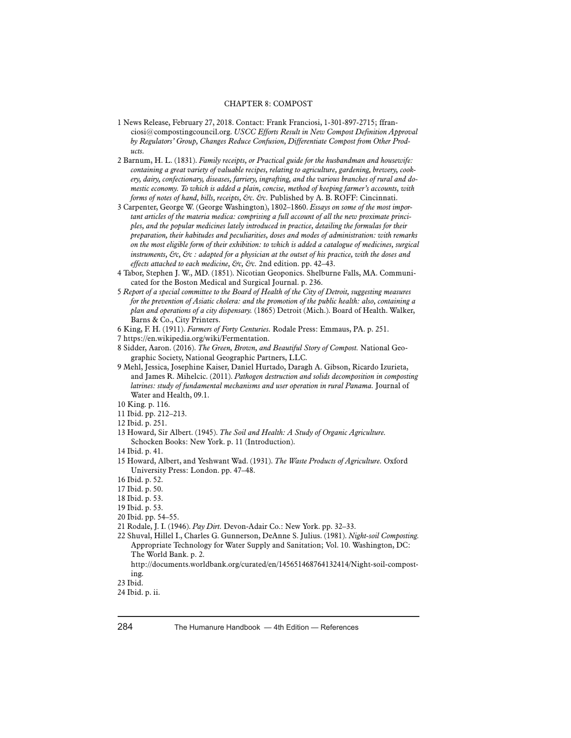## CHAPTER 8: COMPOST

1 News Release, February 27, 2018. Contact: Frank Franciosi, 1-301-897-2715; ffranciosi@compostingcouncil.org. *USCC Efforts Result in New Compost Definition Approval by Regulators' Group, Changes Reduce Confusion, Differentiate Compost from Other Products.*

2 Barnum, H. L. (1831). *Family receipts, or Practical guide for the husbandman and housewife: containing a great variety of valuable recipes, relating to agriculture, gardening, brewery, cookery, dairy, confectionary, diseases, farriery, ingrafting, and the various branches of rural and domestic economy. To which is added a plain, concise, method of keeping farmer's accounts, with forms of notes of hand, bills, receipts, &c. &c.* Published by A. B. ROFF: Cincinnati.

3 Carpenter, George W. (George Washington), 1802–1860. *Essays on some of the most important articles of the materia medica: comprising a full account of all the new proximate principles, and the popular medicines lately introduced in practice, detailing the formulas for their preparation, their habitudes and peculiarities, doses and modes of administration: with remarks on the most eligible form of their exhibition: to which is added a catalogue of medicines, surgical instruments, &c, &c : adapted for a physician at the outset of his practice, with the doses and effects attached to each medicine, &c, &c.* 2nd edition. pp. 42–43.

4 Tabor, Stephen J. W., MD. (1851). Nicotian Geoponics. Shelburne Falls, MA. Communicated for the Boston Medical and Surgical Journal. p. 236.

5 *Report of a special committee to the Board of Health of the City of Detroit, suggesting measures for the prevention of Asiatic cholera: and the promotion of the public health: also, containing a plan and operations of a city dispensary.* (1865) Detroit (Mich.). Board of Health. Walker, Barns & Co., City Printers.

6 King, F. H. (1911). *Farmers of Forty Centuries.* Rodale Press: Emmaus, PA. p. 251.

7 https://en.wikipedia.org/wiki/Fermentation.

8 Sidder, Aaron. (2016). *The Green, Brown, and Beautiful Story of Compost.* National Geographic Society, National Geographic Partners, LLC.

9 Mehl, Jessica, Josephine Kaiser, Daniel Hurtado, Daragh A. Gibson, Ricardo Izurieta, and James R. Mihelcic. (2011). *Pathogen destruction and solids decomposition in composting latrines: study of fundamental mechanisms and user operation in rural Panama.* Journal of Water and Health, 09.1.

10 King. p. 116.

11 Ibid. pp. 212–213.

12 Ibid. p. 251.

13 Howard, Sir Albert. (1945). *The Soil and Health: A Study of Organic Agriculture.* Schocken Books: New York. p. 11 (Introduction).

14 Ibid. p. 41.

15 Howard, Albert, and Yeshwant Wad. (1931). *The Waste Products of Agriculture.* Oxford University Press: London. pp. 47–48.

16 Ibid. p. 52.

17 Ibid. p. 50.

18 Ibid. p. 53.

19 Ibid. p. 53.

20 Ibid. pp. 54–55.

21 Rodale, J. I. (1946). *Pay Dirt.* Devon-Adair Co.: New York. pp. 32–33.

22 Shuval, Hillel I., Charles G. Gunnerson, DeAnne S. Julius. (1981). *Night-soil Composting.* Appropriate Technology for Water Supply and Sanitation; Vol. 10. Washington, DC: The World Bank. p. 2. http://documents.worldbank.org/curated/en/145651468764132414/Night-soil-composting.

23 Ibid.

24 Ibid. p. ii.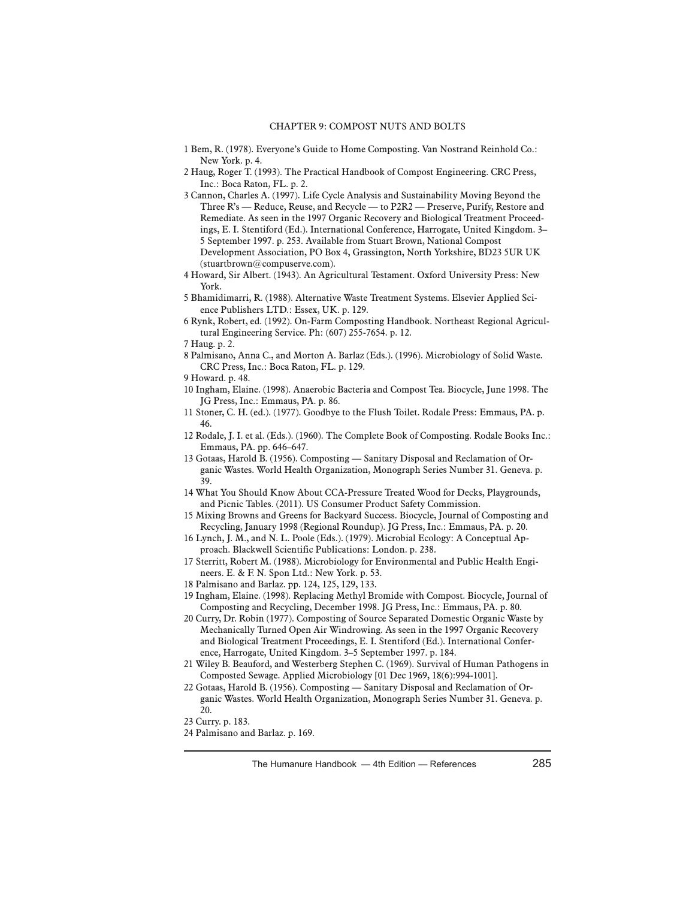## CHAPTER 9: COMPOST NUTS AND BOLTS

1 Bem, R. (1978). Everyone's Guide to Home Composting. Van Nostrand Reinhold Co.: New York. p. 4.

2 Haug, Roger T. (1993). The Practical Handbook of Compost Engineering. CRC Press, Inc.: Boca Raton, FL. p. 2.

3 Cannon, Charles A. (1997). Life Cycle Analysis and Sustainability Moving Beyond the Three R's — Reduce, Reuse, and Recycle — to P2R2 — Preserve, Purify, Restore and Remediate. As seen in the 1997 Organic Recovery and Biological Treatment Proceedings, E. I. Stentiford (Ed.). International Conference, Harrogate, United Kingdom. 3–5 September 1997. p. 253. Available from Stuart Brown, National Compost Development Association, PO Box 4, Grassington, North Yorkshire, BD23 5UR UK (stuartbrown@compuserve.com).

4 Howard, Sir Albert. (1943). An Agricultural Testament. Oxford University Press: New York.

5 Bhamidimarri, R. (1988). Alternative Waste Treatment Systems. Elsevier Applied Science Publishers LTD.: Essex, UK. p. 129.

6 Rynk, Robert, ed. (1992). On-Farm Composting Handbook. Northeast Regional Agricultural Engineering Service. Ph: (607) 255-7654. p. 12.

7 Haug. p. 2.

8 Palmisano, Anna C., and Morton A. Barlaz (Eds.). (1996). Microbiology of Solid Waste. CRC Press, Inc.: Boca Raton, FL. p. 129.

9 Howard. p. 48.

10 Ingham, Elaine. (1998). Anaerobic Bacteria and Compost Tea. Biocycle, June 1998. The JG Press, Inc.: Emmaus, PA. p. 86.

11 Stoner, C. H. (ed.). (1977). Goodbye to the Flush Toilet. Rodale Press: Emmaus, PA. p. 46.

12 Rodale, J. I. et al. (Eds.). (1960). The Complete Book of Composting. Rodale Books Inc.: Emmaus, PA. pp. 646–647.

13 Gotaas, Harold B. (1956). Composting — Sanitary Disposal and Reclamation of Organic Wastes. World Health Organization, Monograph Series Number 31. Geneva. p. 39.

14 What You Should Know About CCA-Pressure Treated Wood for Decks, Playgrounds, and Picnic Tables. (2011). US Consumer Product Safety Commission.

15 Mixing Browns and Greens for Backyard Success. Biocycle, Journal of Composting and Recycling, January 1998 (Regional Roundup). JG Press, Inc.: Emmaus, PA. p. 20.

16 Lynch, J. M., and N. L. Poole (Eds.). (1979). Microbial Ecology: A Conceptual Approach. Blackwell Scientific Publications: London. p. 238.

17 Sterritt, Robert M. (1988). Microbiology for Environmental and Public Health Engineers. E. & F. N. Spon Ltd.: New York. p. 53.

18 Palmisano and Barlaz. pp. 124, 125, 129, 133.

19 Ingham, Elaine. (1998). Replacing Methyl Bromide with Compost. Biocycle, Journal of Composting and Recycling, December 1998. JG Press, Inc.: Emmaus, PA. p. 80.

20 Curry, Dr. Robin (1977). Composting of Source Separated Domestic Organic Waste by Mechanically Turned Open Air Windrowing. As seen in the 1997 Organic Recovery and Biological Treatment Proceedings, E. I. Stentiford (Ed.). International Conference, Harrogate, United Kingdom. 3–5 September 1997. p. 184.

21 Wiley B. Beauford, and Westerberg Stephen C. (1969). Survival of Human Pathogens in Composted Sewage. Applied Microbiology [01 Dec 1969, 18(6):994-1001].

22 Gotaas, Harold B. (1956). Composting — Sanitary Disposal and Reclamation of Organic Wastes. World Health Organization, Monograph Series Number 31. Geneva. p. 20.

23 Curry. p. 183.

24 Palmisano and Barlaz. p. 169.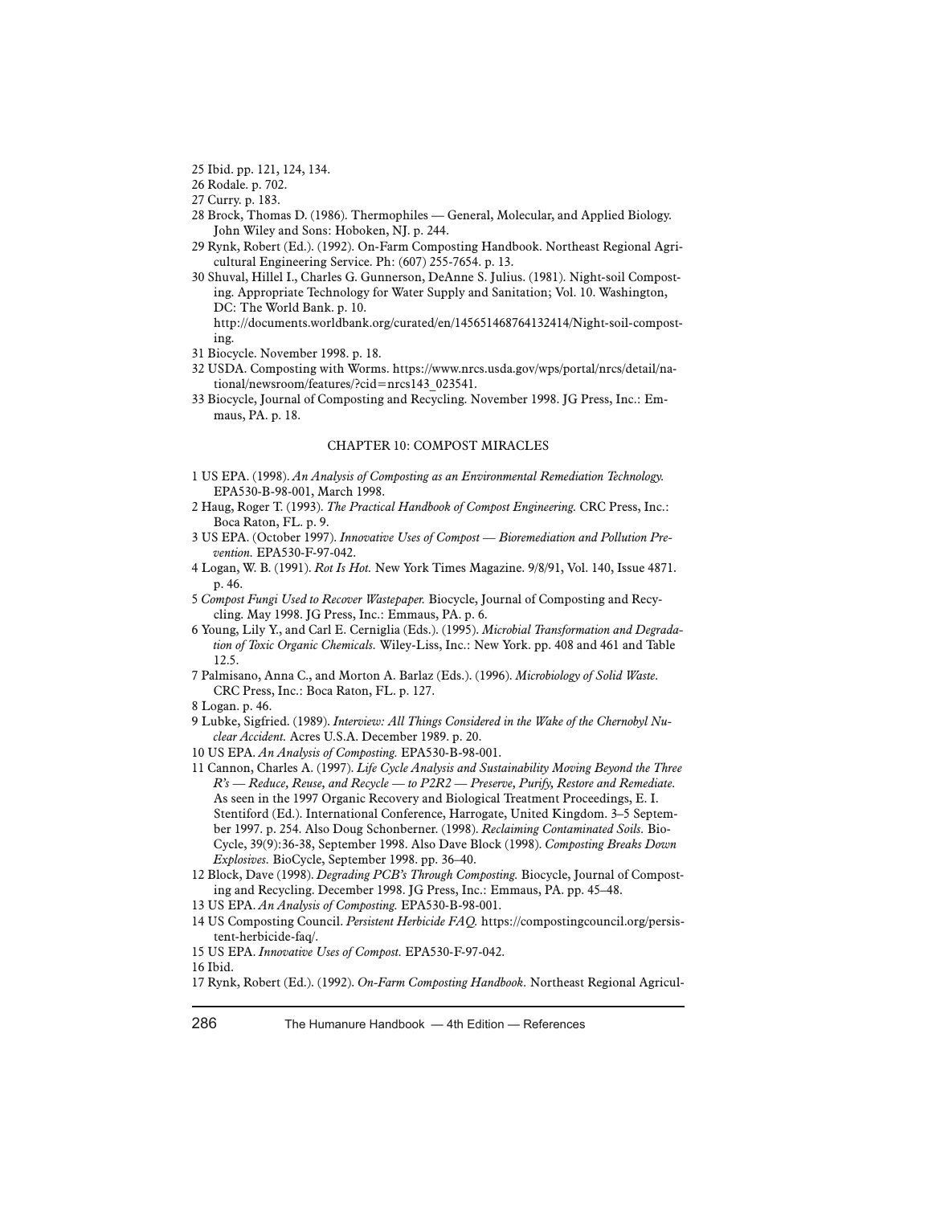25 Ibid. pp. 121, 124, 134.

26 Rodale. p. 702.

27 Curry. p. 183.

28 Brock, Thomas D. (1986). Thermophiles — General, Molecular, and Applied Biology. John Wiley and Sons: Hoboken, NJ. p. 244.

29 Rynk, Robert (Ed.). (1992). On-Farm Composting Handbook. Northeast Regional Agricultural Engineering Service. Ph: (607) 255-7654. p. 13.

30 Shuval, Hillel I., Charles G. Gunnerson, DeAnne S. Julius. (1981). Night-soil Composting. Appropriate Technology for Water Supply and Sanitation; Vol. 10. Washington, DC: The World Bank. p. 10. http://documents.worldbank.org/curated/en/145651468764132414/Night-soil-composting.

31 Biocycle. November 1998. p. 18.

32 USDA. Composting with Worms. https://www.nrcs.usda.gov/wps/portal/nrcs/detail/national/newsroom/features/?cid=nrcs143_023541.

33 Biocycle, Journal of Composting and Recycling. November 1998. JG Press, Inc.: Emmaus, PA. p. 18.

## CHAPTER 10: COMPOST MIRACLES

1 US EPA. (1998). *An Analysis of Composting as an Environmental Remediation Technology.* EPA530-B-98-001, March 1998.

2 Haug, Roger T. (1993). *The Practical Handbook of Compost Engineering.* CRC Press, Inc.: Boca Raton, FL. p. 9.

3 US EPA. (October 1997). *Innovative Uses of Compost — Bioremediation and Pollution Prevention.* EPA530-F-97-042.

4 Logan, W. B. (1991). *Rot Is Hot.* New York Times Magazine. 9/8/91, Vol. 140, Issue 4871. p. 46.

5 *Compost Fungi Used to Recover Wastepaper.* Biocycle, Journal of Composting and Recycling. May 1998. JG Press, Inc.: Emmaus, PA. p. 6.

6 Young, Lily Y., and Carl E. Cerniglia (Eds.). (1995). *Microbial Transformation and Degradation of Toxic Organic Chemicals.* Wiley-Liss, Inc.: New York. pp. 408 and 461 and Table 12.5.

7 Palmisano, Anna C., and Morton A. Barlaz (Eds.). (1996). *Microbiology of Solid Waste.* CRC Press, Inc.: Boca Raton, FL. p. 127.

8 Logan. p. 46.

9 Lubke, Sigfried. (1989). *Interview: All Things Considered in the Wake of the Chernobyl Nuclear Accident.* Acres U.S.A. December 1989. p. 20.

10 US EPA. *An Analysis of Composting.* EPA530-B-98-001.

11 Cannon, Charles A. (1997). *Life Cycle Analysis and Sustainability Moving Beyond the Three R's — Reduce, Reuse, and Recycle — to P2R2 — Preserve, Purify, Restore and Remediate.* As seen in the 1997 Organic Recovery and Biological Treatment Proceedings, E. I. Stentiford (Ed.). International Conference, Harrogate, United Kingdom. 3–5 September 1997. p. 254. Also Doug Schonberner. (1998). *Reclaiming Contaminated Soils.* BioCycle, 39(9):36-38, September 1998. Also Dave Block (1998). *Composting Breaks Down Explosives.* BioCycle, September 1998. pp. 36–40.

12 Block, Dave (1998). *Degrading PCB's Through Composting.* Biocycle, Journal of Composting and Recycling. December 1998. JG Press, Inc.: Emmaus, PA. pp. 45–48.

13 US EPA. *An Analysis of Composting.* EPA530-B-98-001.

14 US Composting Council. *Persistent Herbicide FAQ.* https://compostingcouncil.org/persistent-herbicide-faq/.

15 US EPA. *Innovative Uses of Compost.* EPA530-F-97-042.

16 Ibid.

17 Rynk, Robert (Ed.). (1992). *On-Farm Composting Handbook.* Northeast Regional Agricul-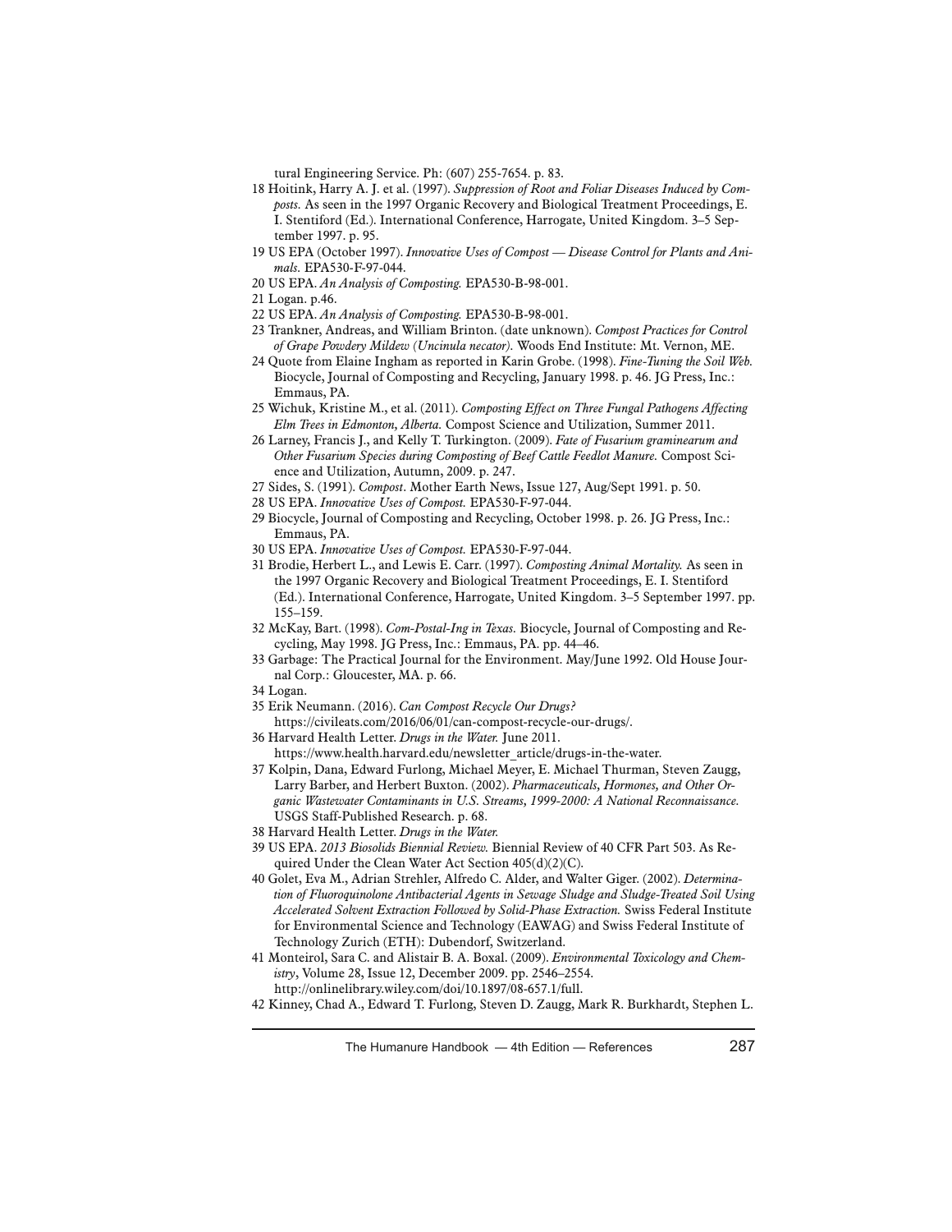tural Engineering Service. Ph: (607) 255-7654. p. 83.

18 Hoitink, Harry A. J. et al. (1997). *Suppression of Root and Foliar Diseases Induced by Composts.* As seen in the 1997 Organic Recovery and Biological Treatment Proceedings, E. I. Stentiford (Ed.). International Conference, Harrogate, United Kingdom. 3–5 September 1997. p. 95.

19 US EPA (October 1997). *Innovative Uses of Compost — Disease Control for Plants and Animals.* EPA530-F-97-044.

20 US EPA. *An Analysis of Composting.* EPA530-B-98-001.

21 Logan. p.46.

22 US EPA. *An Analysis of Composting.* EPA530-B-98-001.

23 Trankner, Andreas, and William Brinton. (date unknown). *Compost Practices for Control of Grape Powdery Mildew (Uncinula necator).* Woods End Institute: Mt. Vernon, ME.

24 Quote from Elaine Ingham as reported in Karin Grobe. (1998). *Fine-Tuning the Soil Web.* Biocycle, Journal of Composting and Recycling, January 1998. p. 46. JG Press, Inc.: Emmaus, PA.

25 Wichuk, Kristine M., et al. (2011). *Composting Effect on Three Fungal Pathogens Affecting Elm Trees in Edmonton, Alberta.* Compost Science and Utilization, Summer 2011.

26 Larney, Francis J., and Kelly T. Turkington. (2009). *Fate of Fusarium graminearum and Other Fusarium Species during Composting of Beef Cattle Feedlot Manure.* Compost Science and Utilization, Autumn, 2009. p. 247.

27 Sides, S. (1991). *Compost*. Mother Earth News, Issue 127, Aug/Sept 1991. p. 50.

28 US EPA. *Innovative Uses of Compost.* EPA530-F-97-044.

29 Biocycle, Journal of Composting and Recycling, October 1998. p. 26. JG Press, Inc.: Emmaus, PA.

30 US EPA. *Innovative Uses of Compost.* EPA530-F-97-044.

31 Brodie, Herbert L., and Lewis E. Carr. (1997). *Composting Animal Mortality.* As seen in the 1997 Organic Recovery and Biological Treatment Proceedings, E. I. Stentiford (Ed.). International Conference, Harrogate, United Kingdom. 3–5 September 1997. pp. 155–159.

32 McKay, Bart. (1998). *Com-Postal-Ing in Texas.* Biocycle, Journal of Composting and Recycling, May 1998. JG Press, Inc.: Emmaus, PA. pp. 44–46.

33 Garbage: The Practical Journal for the Environment. May/June 1992. Old House Journal Corp.: Gloucester, MA. p. 66.

34 Logan.

35 Erik Neumann. (2016). *Can Compost Recycle Our Drugs?* https://civileats.com/2016/06/01/can-compost-recycle-our-drugs/.

36 Harvard Health Letter. *Drugs in the Water.* June 2011. https://www.health.harvard.edu/newsletter_article/drugs-in-the-water.

37 Kolpin, Dana, Edward Furlong, Michael Meyer, E. Michael Thurman, Steven Zaugg, Larry Barber, and Herbert Buxton. (2002). *Pharmaceuticals, Hormones, and Other Organic Wastewater Contaminants in U.S. Streams, 1999-2000: A National Reconnaissance.* USGS Staff-Published Research. p. 68.

38 Harvard Health Letter. *Drugs in the Water.*

39 US EPA. *2013 Biosolids Biennial Review.* Biennial Review of 40 CFR Part 503. As Required Under the Clean Water Act Section 405(d)(2)(C).

40 Golet, Eva M., Adrian Strehler, Alfredo C. Alder, and Walter Giger. (2002). *Determination of Fluoroquinolone Antibacterial Agents in Sewage Sludge and Sludge-Treated Soil Using Accelerated Solvent Extraction Followed by Solid-Phase Extraction.* Swiss Federal Institute for Environmental Science and Technology (EAWAG) and Swiss Federal Institute of Technology Zurich (ETH): Dubendorf, Switzerland.

41 Monteirol, Sara C. and Alistair B. A. Boxal. (2009). *Environmental Toxicology and Chemistry*, Volume 28, Issue 12, December 2009. pp. 2546–2554. http://onlinelibrary.wiley.com/doi/10.1897/08-657.1/full.

42 Kinney, Chad A., Edward T. Furlong, Steven D. Zaugg, Mark R. Burkhardt, Stephen L.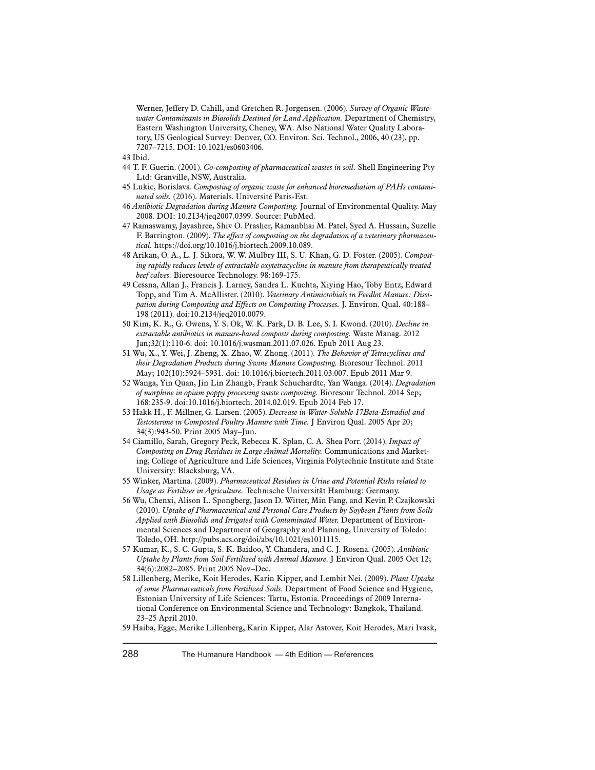Werner, Jeffery D. Cahill, and Gretchen R. Jorgensen. (2006). *Survey of Organic Wastewater Contaminants in Biosolids Destined for Land Application.* Department of Chemistry, Eastern Washington University, Cheney, WA. Also National Water Quality Laboratory, US Geological Survey: Denver, CO. Environ. Sci. Technol., 2006, 40 (23), pp. 7207–7215. DOI: 10.1021/es0603406.

43 Ibid.

44 T. F. Guerin. (2001). *Co-composting of pharmaceutical wastes in soil.* Shell Engineering Pty Ltd: Granville, NSW, Australia.

45 Lukic, Borislava. *Composting of organic waste for enhanced bioremediation of PAHs contaminated soils.* (2016). Materials. Université Paris-Est.

46 *Antibiotic Degradation during Manure Composting.* Journal of Environmental Quality. May 2008. DOI: 10.2134/jeq2007.0399. Source: PubMed.

47 Ramaswamy, Jayashree, Shiv O. Prasher, Ramanbhai M. Patel, Syed A. Hussain, Suzelle F. Barrington. (2009). *The effect of composting on the degradation of a veterinary pharmaceutical.* https://doi.org/10.1016/j.biortech.2009.10.089.

48 Arikan, O. A., L. J. Sikora, W. W. Mulbry III, S. U. Khan, G. D. Foster. (2005). *Composting rapidly reduces levels of extractable oxytetracycline in manure from therapeutically treated beef calves.* Bioresource Technology. 98:169-175.

49 Cessna, Allan J., Francis J. Larney, Sandra L. Kuchta, Xiying Hao, Toby Entz, Edward Topp, and Tim A. McAllister. (2010). *Veterinary Antimicrobials in Feedlot Manure: Dissipation during Composting and Effects on Composting Processes.* J. Environ. Qual. 40:188–198 (2011). doi:10.2134/jeq2010.0079.

50 Kim, K. R., G. Owens, Y. S. Ok, W. K. Park, D. B. Lee, S. I. Kwond. (2010). *Decline in extractable antibiotics in manure-based composts during composting.* Waste Manag. 2012 Jan;32(1):110-6. doi: 10.1016/j.wasman.2011.07.026. Epub 2011 Aug 23.

51 Wu, X., Y. Wei, J. Zheng, X. Zhao, W. Zhong. (2011). *The Behavior of Tetracyclines and their Degradation Products during Swine Manure Composting.* Bioresour Technol. 2011 May; 102(10):5924–5931. doi: 10.1016/j.biortech.2011.03.007. Epub 2011 Mar 9.

52 Wanga, Yin Quan, Jin Lin Zhangb, Frank Schuchardtc, Yan Wanga. (2014). *Degradation of morphine in opium poppy processing waste composting.* Bioresour Technol. 2014 Sep; 168:235-9. doi:10.1016/j.biortech. 2014.02.019. Epub 2014 Feb 17.

53 Hakk H., F. Millner, G. Larsen. (2005). *Decrease in Water-Soluble 17Beta-Estradiol and Testosterone in Composted Poultry Manure with Time.* J Environ Qual. 2005 Apr 20; 34(3):943-50. Print 2005 May–Jun.

54 Ciamillo, Sarah, Gregory Peck, Rebecca K. Splan, C. A. Shea Porr. (2014). *Impact of Composting on Drug Residues in Large Animal Mortality.* Communications and Marketing, College of Agriculture and Life Sciences, Virginia Polytechnic Institute and State University: Blacksburg, VA.

55 Winker, Martina. (2009). *Pharmaceutical Residues in Urine and Potential Risks related to Usage as Fertiliser in Agriculture.* Technische Universität Hamburg: Germany.

56 Wu, Chenxi, Alison L. Spongberg, Jason D. Witter, Min Fang, and Kevin P. Czajkowski (2010). *Uptake of Pharmaceutical and Personal Care Products by Soybean Plants from Soils Applied with Biosolids and Irrigated with Contaminated Water.* Department of Environmental Sciences and Department of Geography and Planning, University of Toledo: Toledo, OH. http://pubs.acs.org/doi/abs/10.1021/es1011115.

57 Kumar, K., S. C. Gupta, S. K. Baidoo, Y. Chandera, and C. J. Rosena. (2005). *Antibiotic Uptake by Plants from Soil Fertilized with Animal Manure.* J Environ Qual. 2005 Oct 12; 34(6):2082–2085. Print 2005 Nov–Dec.

58 Lillenberg, Merike, Koit Herodes, Karin Kipper, and Lembit Nei. (2009). *Plant Uptake of some Pharmaceuticals from Fertilized Soils.* Department of Food Science and Hygiene, Estonian University of Life Sciences: Tartu, Estonia. Proceedings of 2009 International Conference on Environmental Science and Technology: Bangkok, Thailand. 23–25 April 2010.

59 Haiba, Egge, Merike Lillenberg, Karin Kipper, Alar Astover, Koit Herodes, Mari Ivask,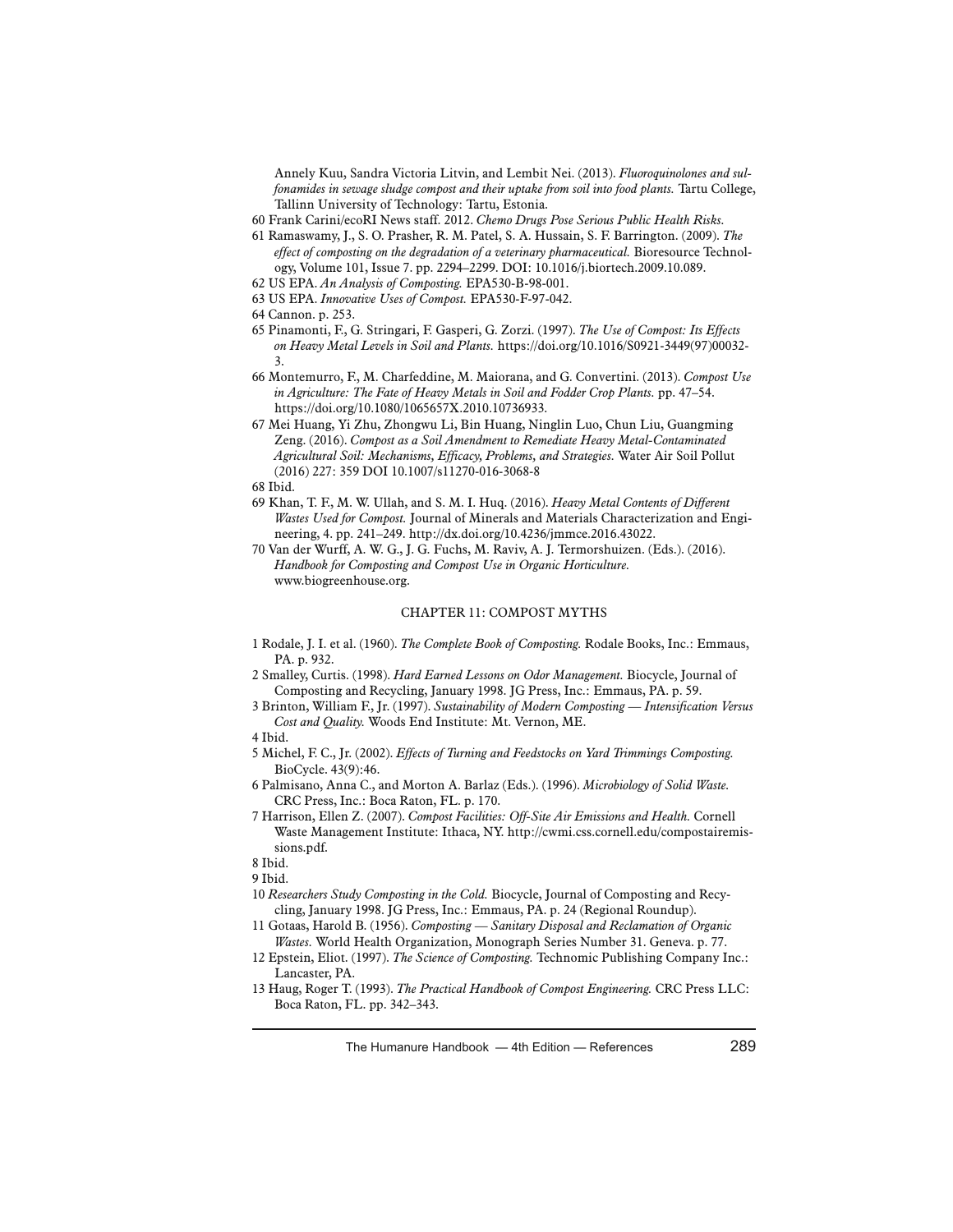Annely Kuu, Sandra Victoria Litvin, and Lembit Nei. (2013). *Fluoroquinolones and sulfonamides in sewage sludge compost and their uptake from soil into food plants.* Tartu College, Tallinn University of Technology: Tartu, Estonia.

60 Frank Carini/ecoRI News staff. 2012. *Chemo Drugs Pose Serious Public Health Risks.*

61 Ramaswamy, J., S. O. Prasher, R. M. Patel, S. A. Hussain, S. F. Barrington. (2009). *The effect of composting on the degradation of a veterinary pharmaceutical.* Bioresource Technology, Volume 101, Issue 7. pp. 2294–2299. DOI: 10.1016/j.biortech.2009.10.089.

62 US EPA. *An Analysis of Composting.* EPA530-B-98-001.

63 US EPA. *Innovative Uses of Compost.* EPA530-F-97-042.

64 Cannon. p. 253.

65 Pinamonti, F., G. Stringari, F. Gasperi, G. Zorzi. (1997). *The Use of Compost: Its Effects on Heavy Metal Levels in Soil and Plants.* https://doi.org/10.1016/S0921-3449(97)00032-3.

66 Montemurro, F., M. Charfeddine, M. Maiorana, and G. Convertini. (2013). *Compost Use in Agriculture: The Fate of Heavy Metals in Soil and Fodder Crop Plants.* pp. 47–54. https://doi.org/10.1080/1065657X.2010.10736933.

67 Mei Huang, Yi Zhu, Zhongwu Li, Bin Huang, Ninglin Luo, Chun Liu, Guangming Zeng. (2016). *Compost as a Soil Amendment to Remediate Heavy Metal-Contaminated Agricultural Soil: Mechanisms, Efficacy, Problems, and Strategies.* Water Air Soil Pollut (2016) 227: 359 DOI 10.1007/s11270-016-3068-8

68 Ibid.

69 Khan, T. F., M. W. Ullah, and S. M. I. Huq. (2016). *Heavy Metal Contents of Different Wastes Used for Compost.* Journal of Minerals and Materials Characterization and Engineering, 4. pp. 241–249. http://dx.doi.org/10.4236/jmmce.2016.43022.

70 Van der Wurff, A. W. G., J. G. Fuchs, M. Raviv, A. J. Termorshuizen. (Eds.). (2016). *Handbook for Composting and Compost Use in Organic Horticulture.* www.biogreenhouse.org.

## CHAPTER 11: COMPOST MYTHS

1 Rodale, J. I. et al. (1960). *The Complete Book of Composting.* Rodale Books, Inc.: Emmaus, PA. p. 932.

2 Smalley, Curtis. (1998). *Hard Earned Lessons on Odor Management.* Biocycle, Journal of Composting and Recycling, January 1998. JG Press, Inc.: Emmaus, PA. p. 59.

3 Brinton, William F., Jr. (1997). *Sustainability of Modern Composting — Intensification Versus Cost and Quality.* Woods End Institute: Mt. Vernon, ME.

4 Ibid.

5 Michel, F. C., Jr. (2002). *Effects of Turning and Feedstocks on Yard Trimmings Composting.* BioCycle. 43(9):46.

6 Palmisano, Anna C., and Morton A. Barlaz (Eds.). (1996). *Microbiology of Solid Waste.* CRC Press, Inc.: Boca Raton, FL. p. 170.

7 Harrison, Ellen Z. (2007). *Compost Facilities: Off-Site Air Emissions and Health.* Cornell Waste Management Institute: Ithaca, NY. http://cwmi.css.cornell.edu/compostairemissions.pdf.

8 Ibid.

9 Ibid.

10 *Researchers Study Composting in the Cold.* Biocycle, Journal of Composting and Recycling, January 1998. JG Press, Inc.: Emmaus, PA. p. 24 (Regional Roundup).

11 Gotaas, Harold B. (1956). *Composting — Sanitary Disposal and Reclamation of Organic Wastes.* World Health Organization, Monograph Series Number 31. Geneva. p. 77.

12 Epstein, Eliot. (1997). *The Science of Composting.* Technomic Publishing Company Inc.: Lancaster, PA.

13 Haug, Roger T. (1993). *The Practical Handbook of Compost Engineering.* CRC Press LLC: Boca Raton, FL. pp. 342–343.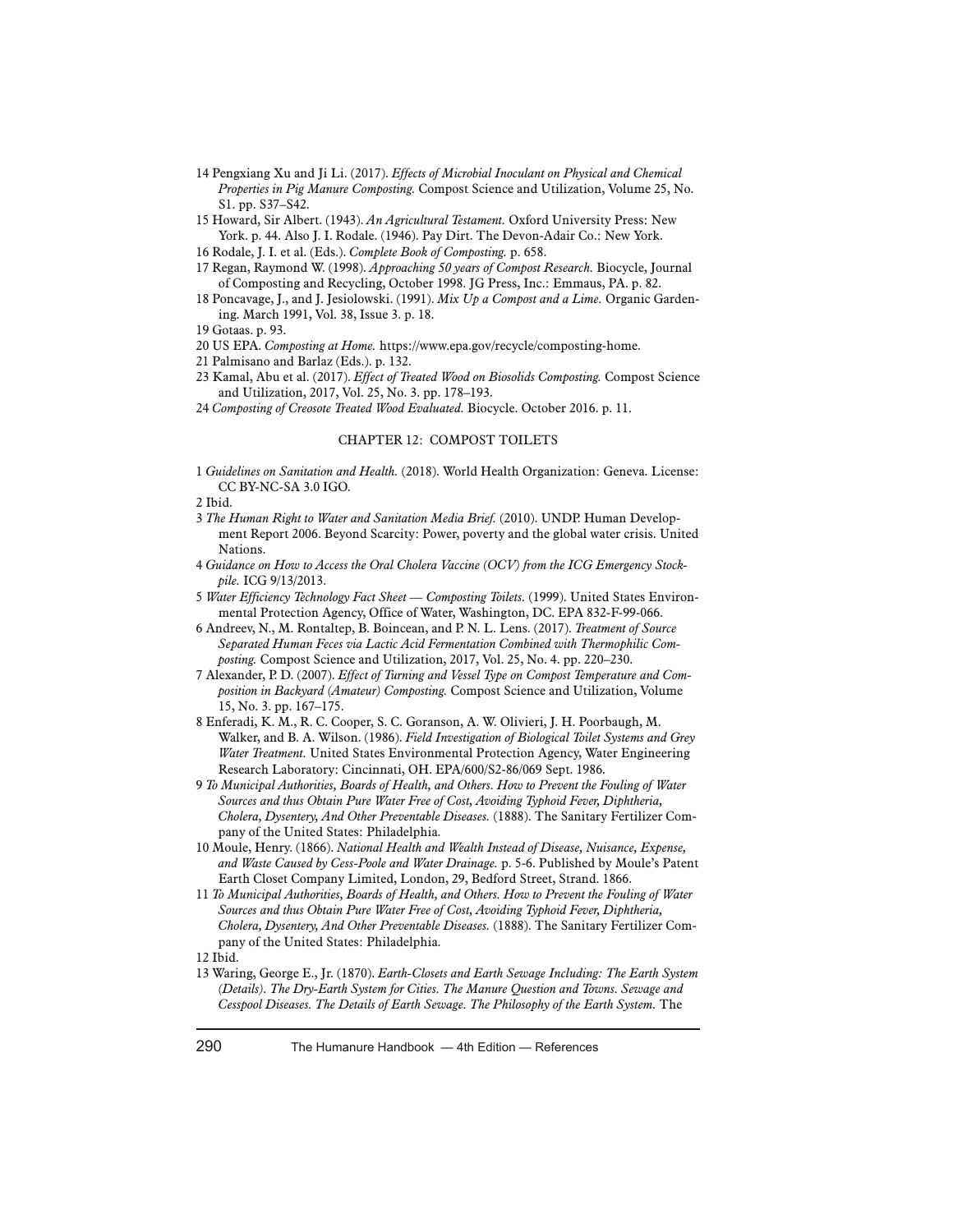14 Pengxiang Xu and Ji Li. (2017). *Effects of Microbial Inoculant on Physical and Chemical Properties in Pig Manure Composting.* Compost Science and Utilization, Volume 25, No. S1. pp. S37–S42.

15 Howard, Sir Albert. (1943). *An Agricultural Testament.* Oxford University Press: New York. p. 44. Also J. I. Rodale. (1946). Pay Dirt. The Devon-Adair Co.: New York.

16 Rodale, J. I. et al. (Eds.). *Complete Book of Composting.* p. 658.

17 Regan, Raymond W. (1998). *Approaching 50 years of Compost Research.* Biocycle, Journal of Composting and Recycling, October 1998. JG Press, Inc.: Emmaus, PA. p. 82.

18 Poncavage, J., and J. Jesiolowski. (1991). *Mix Up a Compost and a Lime.* Organic Gardening. March 1991, Vol. 38, Issue 3. p. 18.

19 Gotaas. p. 93.

20 US EPA. *Composting at Home.* https://www.epa.gov/recycle/composting-home.

21 Palmisano and Barlaz (Eds.). p. 132.

23 Kamal, Abu et al. (2017). *Effect of Treated Wood on Biosolids Composting.* Compost Science and Utilization, 2017, Vol. 25, No. 3. pp. 178–193.

24 *Composting of Creosote Treated Wood Evaluated.* Biocycle. October 2016. p. 11.

## CHAPTER 12: COMPOST TOILETS

1 *Guidelines on Sanitation and Health.* (2018). World Health Organization: Geneva. License: CC BY-NC-SA 3.0 IGO.

2 Ibid.

3 *The Human Right to Water and Sanitation Media Brief.* (2010). UNDP. Human Development Report 2006. Beyond Scarcity: Power, poverty and the global water crisis. United Nations.

4 *Guidance on How to Access the Oral Cholera Vaccine (OCV) from the ICG Emergency Stockpile.* ICG 9/13/2013.

5 *Water Efficiency Technology Fact Sheet — Composting Toilets.* (1999). United States Environmental Protection Agency, Office of Water, Washington, DC. EPA 832-F-99-066.

6 Andreev, N., M. Rontaltep, B. Boincean, and P. N. L. Lens. (2017). *Treatment of Source Separated Human Feces via Lactic Acid Fermentation Combined with Thermophilic Composting.* Compost Science and Utilization, 2017, Vol. 25, No. 4. pp. 220–230.

7 Alexander, P. D. (2007). *Effect of Turning and Vessel Type on Compost Temperature and Composition in Backyard (Amateur) Composting.* Compost Science and Utilization, Volume 15, No. 3. pp. 167–175.

8 Enferadi, K. M., R. C. Cooper, S. C. Goranson, A. W. Olivieri, J. H. Poorbaugh, M. Walker, and B. A. Wilson. (1986). *Field Investigation of Biological Toilet Systems and Grey Water Treatment.* United States Environmental Protection Agency, Water Engineering Research Laboratory: Cincinnati, OH. EPA/600/S2-86/069 Sept. 1986.

9 *To Municipal Authorities, Boards of Health, and Others. How to Prevent the Fouling of Water Sources and thus Obtain Pure Water Free of Cost, Avoiding Typhoid Fever, Diphtheria, Cholera, Dysentery, And Other Preventable Diseases.* (1888). The Sanitary Fertilizer Company of the United States: Philadelphia.

10 Moule, Henry. (1866). *National Health and Wealth Instead of Disease, Nuisance, Expense, and Waste Caused by Cess-Poole and Water Drainage.* p. 5-6. Published by Moule's Patent Earth Closet Company Limited, London, 29, Bedford Street, Strand. 1866.

11 *To Municipal Authorities, Boards of Health, and Others. How to Prevent the Fouling of Water Sources and thus Obtain Pure Water Free of Cost, Avoiding Typhoid Fever, Diphtheria, Cholera, Dysentery, And Other Preventable Diseases.* (1888). The Sanitary Fertilizer Company of the United States: Philadelphia.

12 Ibid.

13 Waring, George E., Jr. (1870). *Earth-Closets and Earth Sewage Including: The Earth System (Details). The Dry-Earth System for Cities. The Manure Question and Towns. Sewage and Cesspool Diseases. The Details of Earth Sewage. The Philosophy of the Earth System.* The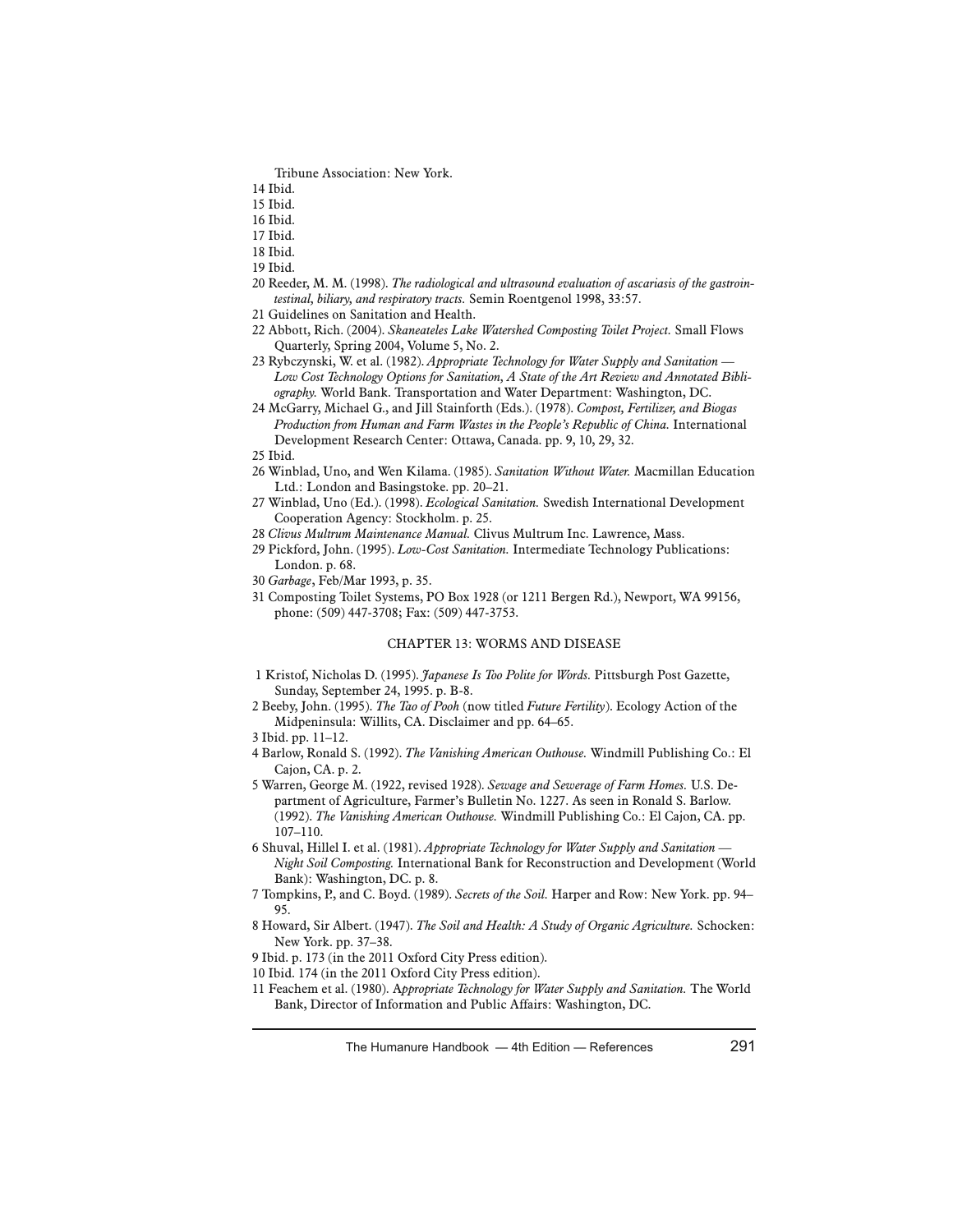Tribune Association: New York.

14 Ibid.

15 Ibid.

16 Ibid.

17 Ibid.

18 Ibid.

19 Ibid.

20 Reeder, M. M. (1998). *The radiological and ultrasound evaluation of ascariasis of the gastrointestinal, biliary, and respiratory tracts.* Semin Roentgenol 1998, 33:57.

21 Guidelines on Sanitation and Health.

22 Abbott, Rich. (2004). *Skaneateles Lake Watershed Composting Toilet Project.* Small Flows Quarterly, Spring 2004, Volume 5, No. 2.

23 Rybczynski, W. et al. (1982). *Appropriate Technology for Water Supply and Sanitation — Low Cost Technology Options for Sanitation, A State of the Art Review and Annotated Bibliography.* World Bank. Transportation and Water Department: Washington, DC.

24 McGarry, Michael G., and Jill Stainforth (Eds.). (1978). *Compost, Fertilizer, and Biogas Production from Human and Farm Wastes in the People's Republic of China.* International Development Research Center: Ottawa, Canada. pp. 9, 10, 29, 32.

25 Ibid.

26 Winblad, Uno, and Wen Kilama. (1985). *Sanitation Without Water.* Macmillan Education Ltd.: London and Basingstoke. pp. 20–21.

27 Winblad, Uno (Ed.). (1998). *Ecological Sanitation.* Swedish International Development Cooperation Agency: Stockholm. p. 25.

28 *Clivus Multrum Maintenance Manual.* Clivus Multrum Inc. Lawrence, Mass.

29 Pickford, John. (1995). *Low-Cost Sanitation.* Intermediate Technology Publications: London. p. 68.

30 *Garbage*, Feb/Mar 1993, p. 35.

31 Composting Toilet Systems, PO Box 1928 (or 1211 Bergen Rd.), Newport, WA 99156, phone: (509) 447-3708; Fax: (509) 447-3753.

## CHAPTER 13: WORMS AND DISEASE

1 Kristof, Nicholas D. (1995). *Japanese Is Too Polite for Words.* Pittsburgh Post Gazette, Sunday, September 24, 1995. p. B-8.

2 Beeby, John. (1995). *The Tao of Pooh* (now titled *Future Fertility*). Ecology Action of the Midpeninsula: Willits, CA. Disclaimer and pp. 64–65.

3 Ibid. pp. 11–12.

4 Barlow, Ronald S. (1992). *The Vanishing American Outhouse.* Windmill Publishing Co.: El Cajon, CA. p. 2.

5 Warren, George M. (1922, revised 1928). *Sewage and Sewerage of Farm Homes.* U.S. Department of Agriculture, Farmer's Bulletin No. 1227. As seen in Ronald S. Barlow. (1992). *The Vanishing American Outhouse.* Windmill Publishing Co.: El Cajon, CA. pp. 107–110.

6 Shuval, Hillel I. et al. (1981). *Appropriate Technology for Water Supply and Sanitation — Night Soil Composting.* International Bank for Reconstruction and Development (World Bank): Washington, DC. p. 8.

7 Tompkins, P., and C. Boyd. (1989). *Secrets of the Soil.* Harper and Row: New York. pp. 94–95.

8 Howard, Sir Albert. (1947). *The Soil and Health: A Study of Organic Agriculture.* Schocken: New York. pp. 37–38.

9 Ibid. p. 173 (in the 2011 Oxford City Press edition).

10 Ibid. 174 (in the 2011 Oxford City Press edition).

11 Feachem et al. (1980). A*ppropriate Technology for Water Supply and Sanitation.* The World Bank, Director of Information and Public Affairs: Washington, DC.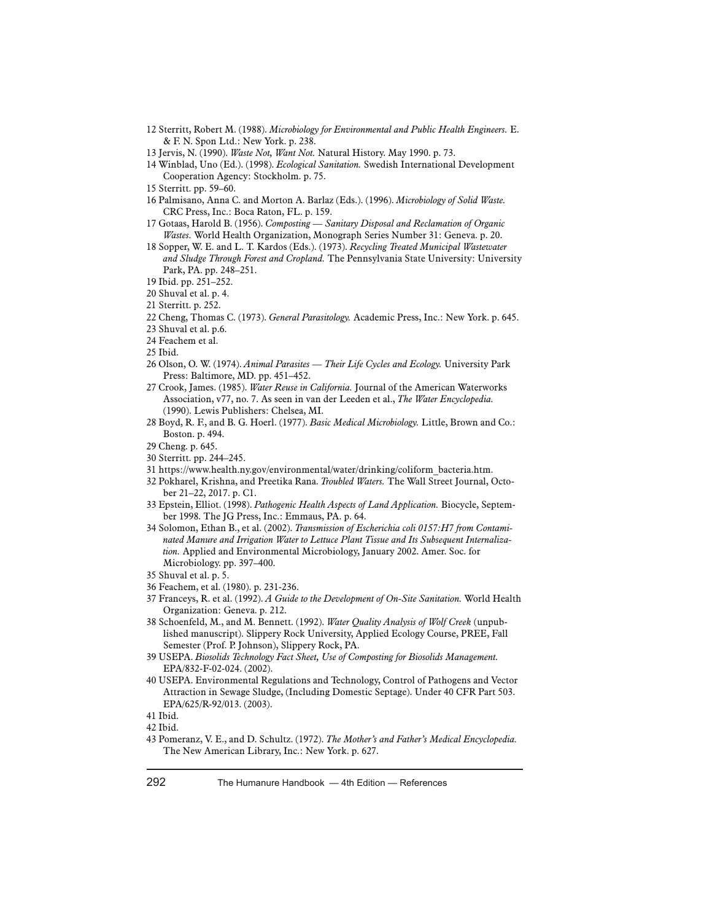12 Sterritt, Robert M. (1988). *Microbiology for Environmental and Public Health Engineers.* E. & F. N. Spon Ltd.: New York. p. 238.

13 Jervis, N. (1990). *Waste Not, Want Not.* Natural History. May 1990. p. 73.

14 Winblad, Uno (Ed.). (1998). *Ecological Sanitation.* Swedish International Development Cooperation Agency: Stockholm. p. 75.

15 Sterritt. pp. 59–60.

16 Palmisano, Anna C. and Morton A. Barlaz (Eds.). (1996). *Microbiology of Solid Waste.* CRC Press, Inc.: Boca Raton, FL. p. 159.

17 Gotaas, Harold B. (1956). *Composting — Sanitary Disposal and Reclamation of Organic Wastes.* World Health Organization, Monograph Series Number 31: Geneva. p. 20.

18 Sopper, W. E. and L. T. Kardos (Eds.). (1973). *Recycling Treated Municipal Wastewater and Sludge Through Forest and Cropland.* The Pennsylvania State University: University Park, PA. pp. 248–251.

19 Ibid. pp. 251–252.

20 Shuval et al. p. 4.

21 Sterritt. p. 252.

22 Cheng, Thomas C. (1973). *General Parasitology.* Academic Press, Inc.: New York. p. 645.

23 Shuval et al. p.6.

24 Feachem et al.

25 Ibid.

26 Olson, O. W. (1974). *Animal Parasites — Their Life Cycles and Ecology.* University Park Press: Baltimore, MD. pp. 451–452.

27 Crook, James. (1985). *Water Reuse in California.* Journal of the American Waterworks Association, v77, no. 7. As seen in van der Leeden et al., *The Water Encyclopedia.* (1990). Lewis Publishers: Chelsea, MI.

28 Boyd, R. F., and B. G. Hoerl. (1977). *Basic Medical Microbiology.* Little, Brown and Co.: Boston. p. 494.

29 Cheng. p. 645.

30 Sterritt. pp. 244–245.

31 https://www.health.ny.gov/environmental/water/drinking/coliform_bacteria.htm.

32 Pokharel, Krishna, and Preetika Rana. *Troubled Waters.* The Wall Street Journal, October 21–22, 2017. p. C1.

33 Epstein, Elliot. (1998). *Pathogenic Health Aspects of Land Application.* Biocycle, September 1998. The JG Press, Inc.: Emmaus, PA. p. 64.

34 Solomon, Ethan B., et al. (2002). *Transmission of Escherichia coli 0157:H7 from Contaminated Manure and Irrigation Water to Lettuce Plant Tissue and Its Subsequent Internalization.* Applied and Environmental Microbiology, January 2002. Amer. Soc. for Microbiology. pp. 397–400.

35 Shuval et al. p. 5.

36 Feachem, et al. (1980). p. 231-236.

37 Franceys, R. et al. (1992). *A Guide to the Development of On-Site Sanitation.* World Health Organization: Geneva. p. 212.

38 Schoenfeld, M., and M. Bennett. (1992). *Water Quality Analysis of Wolf Creek* (unpublished manuscript). Slippery Rock University, Applied Ecology Course, PREE, Fall Semester (Prof. P. Johnson), Slippery Rock, PA.

39 USEPA. *Biosolids Technology Fact Sheet, Use of Composting for Biosolids Management.* EPA/832-F-02-024. (2002).

40 USEPA. Environmental Regulations and Technology, Control of Pathogens and Vector Attraction in Sewage Sludge, (Including Domestic Septage). Under 40 CFR Part 503. EPA/625/R-92/013. (2003).

41 Ibid.

42 Ibid.

43 Pomeranz, V. E., and D. Schultz. (1972). *The Mother's and Father's Medical Encyclopedia.* The New American Library, Inc.: New York. p. 627.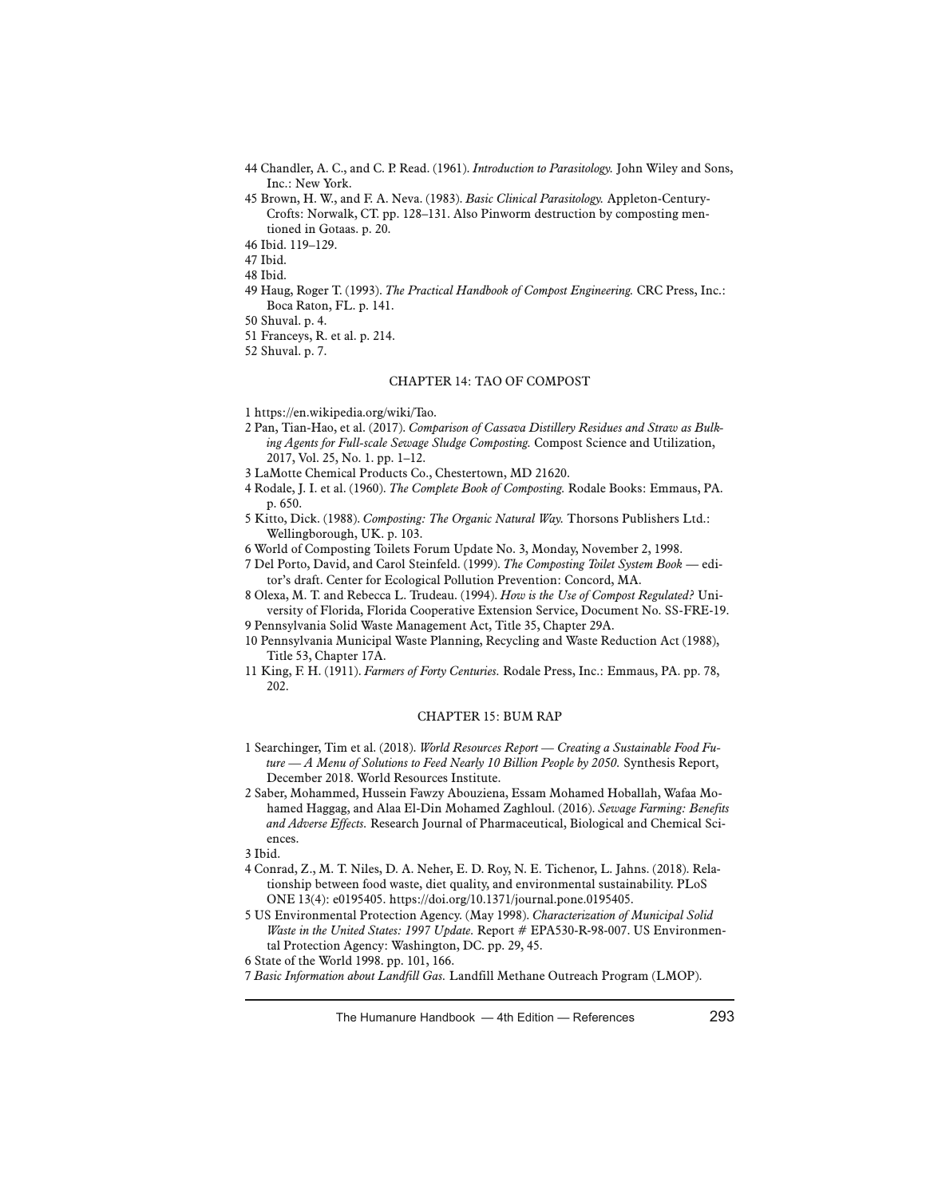44 Chandler, A. C., and C. P. Read. (1961). *Introduction to Parasitology.* John Wiley and Sons, Inc.: New York.

45 Brown, H. W., and F. A. Neva. (1983). *Basic Clinical Parasitology.* Appleton-Century-Crofts: Norwalk, CT. pp. 128–131. Also Pinworm destruction by composting mentioned in Gotaas. p. 20.

46 Ibid. 119–129.

47 Ibid.

48 Ibid.

49 Haug, Roger T. (1993). *The Practical Handbook of Compost Engineering.* CRC Press, Inc.: Boca Raton, FL. p. 141.

50 Shuval. p. 4.

51 Franceys, R. et al. p. 214.

52 Shuval. p. 7.

## CHAPTER 14: TAO OF COMPOST

1 https://en.wikipedia.org/wiki/Tao.

2 Pan, Tian-Hao, et al. (2017). *Comparison of Cassava Distillery Residues and Straw as Bulking Agents for Full-scale Sewage Sludge Composting.* Compost Science and Utilization, 2017, Vol. 25, No. 1. pp. 1–12.

3 LaMotte Chemical Products Co., Chestertown, MD 21620.

4 Rodale, J. I. et al. (1960). *The Complete Book of Composting.* Rodale Books: Emmaus, PA. p. 650.

5 Kitto, Dick. (1988). *Composting: The Organic Natural Way.* Thorsons Publishers Ltd.: Wellingborough, UK. p. 103.

6 World of Composting Toilets Forum Update No. 3, Monday, November 2, 1998.

7 Del Porto, David, and Carol Steinfeld. (1999). *The Composting Toilet System Book* — editor's draft. Center for Ecological Pollution Prevention: Concord, MA.

8 Olexa, M. T. and Rebecca L. Trudeau. (1994). *How is the Use of Compost Regulated?* University of Florida, Florida Cooperative Extension Service, Document No. SS-FRE-19.

9 Pennsylvania Solid Waste Management Act, Title 35, Chapter 29A.

10 Pennsylvania Municipal Waste Planning, Recycling and Waste Reduction Act (1988), Title 53, Chapter 17A.

11 King, F. H. (1911). *Farmers of Forty Centuries.* Rodale Press, Inc.: Emmaus, PA. pp. 78, 202.

## CHAPTER 15: BUM RAP

1 Searchinger, Tim et al. (2018). *World Resources Report — Creating a Sustainable Food Future — A Menu of Solutions to Feed Nearly 10 Billion People by 2050.* Synthesis Report, December 2018. World Resources Institute.

2 Saber, Mohammed, Hussein Fawzy Abouziena, Essam Mohamed Hoballah, Wafaa Mohamed Haggag, and Alaa El-Din Mohamed Zaghloul. (2016). *Sewage Farming: Benefits and Adverse Effects.* Research Journal of Pharmaceutical, Biological and Chemical Sciences.

3 Ibid.

4 Conrad, Z., M. T. Niles, D. A. Neher, E. D. Roy, N. E. Tichenor, L. Jahns. (2018). Relationship between food waste, diet quality, and environmental sustainability. PLoS ONE 13(4): e0195405. https://doi.org/10.1371/journal.pone.0195405.

5 US Environmental Protection Agency. (May 1998). *Characterization of Municipal Solid Waste in the United States: 1997 Update.* Report # EPA530-R-98-007. US Environmental Protection Agency: Washington, DC. pp. 29, 45.

6 State of the World 1998. pp. 101, 166.

7 *Basic Information about Landfill Gas.* Landfill Methane Outreach Program (LMOP).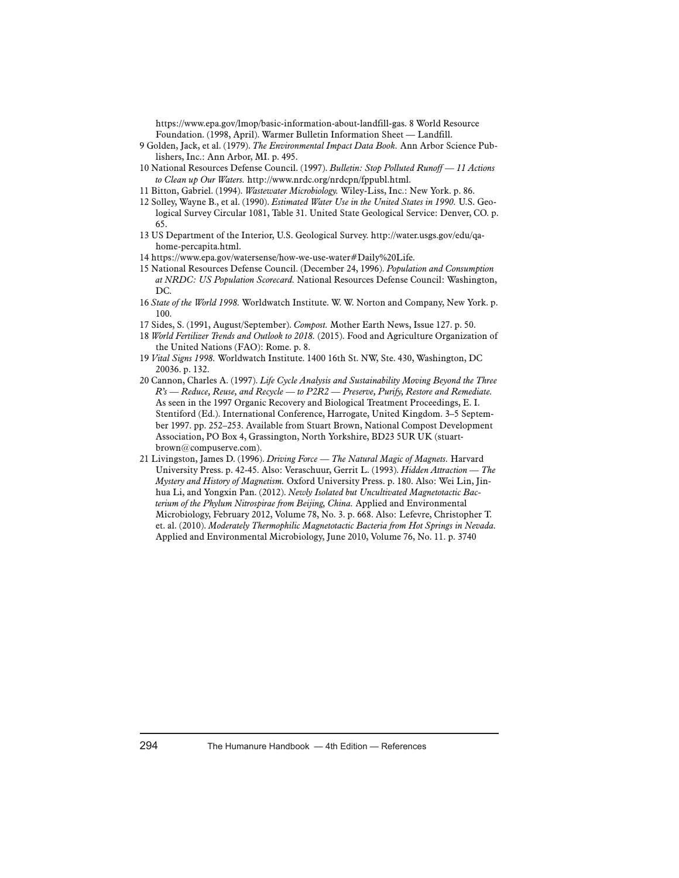https://www.epa.gov/lmop/basic-information-about-landfill-gas. 8 World Resource Foundation. (1998, April). Warmer Bulletin Information Sheet — Landfill.

9 Golden, Jack, et al. (1979). *The Environmental Impact Data Book.* Ann Arbor Science Publishers, Inc.: Ann Arbor, MI. p. 495.

10 National Resources Defense Council. (1997). *Bulletin: Stop Polluted Runoff — 11 Actions to Clean up Our Waters.* http://www.nrdc.org/nrdcpn/fppubl.html.

11 Bitton, Gabriel. (1994). *Wastewater Microbiology.* Wiley-Liss, Inc.: New York. p. 86.

12 Solley, Wayne B., et al. (1990). *Estimated Water Use in the United States in 1990.* U.S. Geological Survey Circular 1081, Table 31. United State Geological Service: Denver, CO. p. 65.

13 US Department of the Interior, U.S. Geological Survey. http://water.usgs.gov/edu/qa-home-percapita.html.

14 https://www.epa.gov/watersense/how-we-use-water#Daily%20Life.

15 National Resources Defense Council. (December 24, 1996). *Population and Consumption at NRDC: US Population Scorecard.* National Resources Defense Council: Washington, DC.

16 *State of the World 1998.* Worldwatch Institute. W. W. Norton and Company, New York. p. 100.

17 Sides, S. (1991, August/September). *Compost.* Mother Earth News, Issue 127. p. 50.

18 *World Fertilizer Trends and Outlook to 2018.* (2015). Food and Agriculture Organization of the United Nations (FAO): Rome. p. 8.

19 *Vital Signs 1998.* Worldwatch Institute. 1400 16th St. NW, Ste. 430, Washington, DC 20036. p. 132.

20 Cannon, Charles A. (1997). *Life Cycle Analysis and Sustainability Moving Beyond the Three R's — Reduce, Reuse, and Recycle — to P2R2 — Preserve, Purify, Restore and Remediate.* As seen in the 1997 Organic Recovery and Biological Treatment Proceedings, E. I. Stentiford (Ed.). International Conference, Harrogate, United Kingdom. 3–5 September 1997. pp. 252–253. Available from Stuart Brown, National Compost Development Association, PO Box 4, Grassington, North Yorkshire, BD23 5UR UK (stuartbrown@compuserve.com).

21 Livingston, James D. (1996). *Driving Force — The Natural Magic of Magnets.* Harvard University Press. p. 42-45. Also: Veraschuur, Gerrit L. (1993). *Hidden Attraction — The Mystery and History of Magnetism.* Oxford University Press. p. 180. Also: Wei Lin, Jinhua Li, and Yongxin Pan. (2012). *Newly Isolated but Uncultivated Magnetotactic Bacterium of the Phylum Nitrospirae from Beijing, China.* Applied and Environmental Microbiology, February 2012, Volume 78, No. 3. p. 668. Also: Lefevre, Christopher T. et. al. (2010). *Moderately Thermophilic Magnetotactic Bacteria from Hot Springs in Nevada.* Applied and Environmental Microbiology, June 2010, Volume 76, No. 11. p. 3740